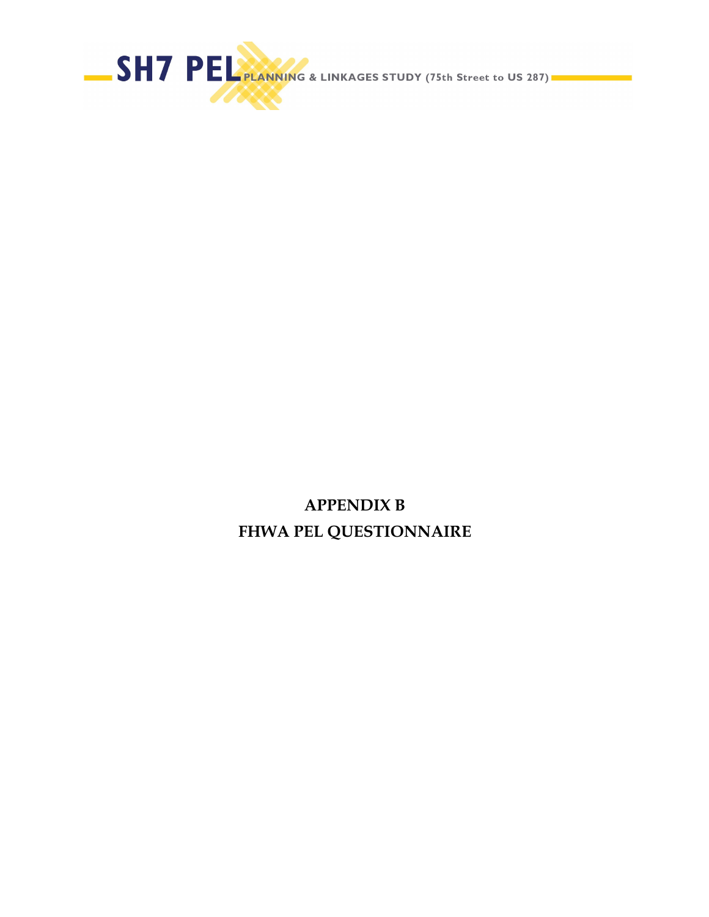# APPENDIX B

# FHWA PEL QUESTIONNAIRE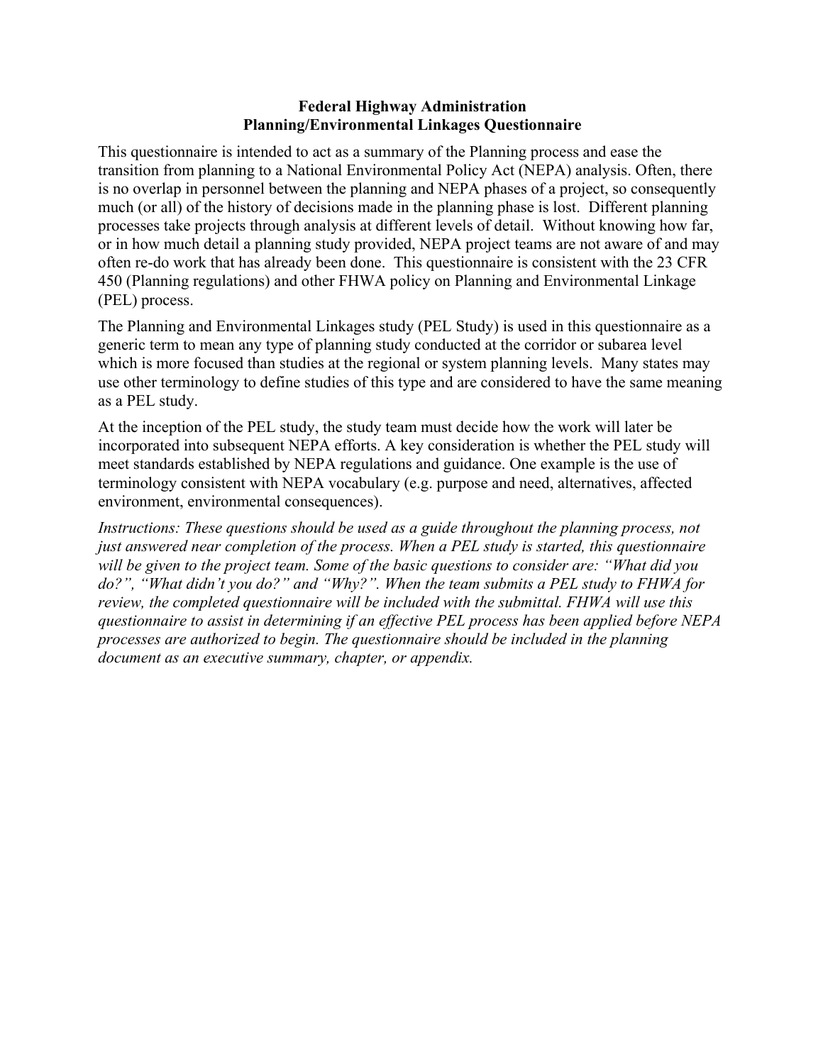**Federal Highway Administration**
**Planning/Environmental Linkages Questionnaire**

This questionnaire is intended to act as a summary of the Planning process and ease the transition from planning to a National Environmental Policy Act (NEPA) analysis. Often, there is no overlap in personnel between the planning and NEPA phases of a project, so consequently much (or all) of the history of decisions made in the planning phase is lost. Different planning processes take projects through analysis at different levels of detail. Without knowing how far, or in how much detail a planning study provided, NEPA project teams are not aware of and may often re-do work that has already been done. This questionnaire is consistent with the 23 CFR 450 (Planning regulations) and other FHWA policy on Planning and Environmental Linkage (PEL) process.

The Planning and Environmental Linkages study (PEL Study) is used in this questionnaire as a generic term to mean any type of planning study conducted at the corridor or subarea level which is more focused than studies at the regional or system planning levels. Many states may use other terminology to define studies of this type and are considered to have the same meaning as a PEL study.

At the inception of the PEL study, the study team must decide how the work will later be incorporated into subsequent NEPA efforts. A key consideration is whether the PEL study will meet standards established by NEPA regulations and guidance. One example is the use of terminology consistent with NEPA vocabulary (e.g. purpose and need, alternatives, affected environment, environmental consequences).

*Instructions: These questions should be used as a guide throughout the planning process, not just answered near completion of the process. When a PEL study is started, this questionnaire will be given to the project team. Some of the basic questions to consider are: "What did you do?", "What didn't you do?" and "Why?". When the team submits a PEL study to FHWA for review, the completed questionnaire will be included with the submittal. FHWA will use this questionnaire to assist in determining if an effective PEL process has been applied before NEPA processes are authorized to begin. The questionnaire should be included in the planning document as an executive summary, chapter, or appendix.*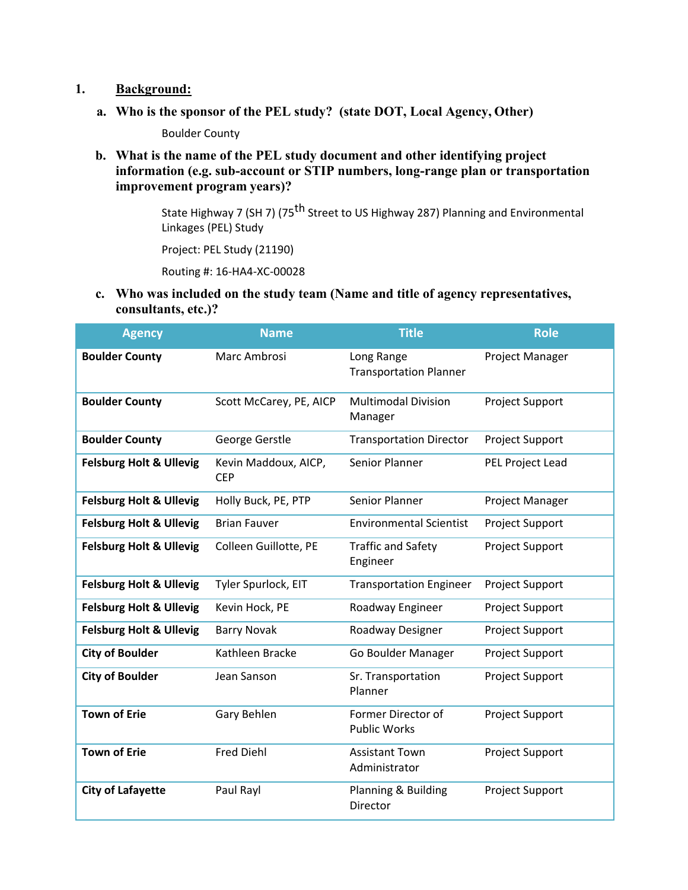1. **Background:**

   a. **Who is the sponsor of the PEL study? (state DOT, Local Agency, Other)**

      Boulder County

   b. **What is the name of the PEL study document and other identifying project information (e.g. sub-account or STIP numbers, long-range plan or transportation improvement program years)?**

      State Highway 7 (SH 7) (75$^{th}$ Street to US Highway 287) Planning and Environmental Linkages (PEL) Study

      Project: PEL Study (21190)

      Routing #: 16-HA4-XC-00028

   c. **Who was included on the study team (Name and title of agency representatives, consultants, etc.)?**

| Agency | Name | Title | Role |
|---|---|---|---|
| **Boulder County** | Marc Ambrosi | Long Range Transportation Planner | Project Manager |
| **Boulder County** | Scott McCarey, PE, AICP | Multimodal Division Manager | Project Support |
| **Boulder County** | George Gerstle | Transportation Director | Project Support |
| **Felsburg Holt & Ullevig** | Kevin Maddoux, AICP, CEP | Senior Planner | PEL Project Lead |
| **Felsburg Holt & Ullevig** | Holly Buck, PE, PTP | Senior Planner | Project Manager |
| **Felsburg Holt & Ullevig** | Brian Fauver | Environmental Scientist | Project Support |
| **Felsburg Holt & Ullevig** | Colleen Guillotte, PE | Traffic and Safety Engineer | Project Support |
| **Felsburg Holt & Ullevig** | Tyler Spurlock, EIT | Transportation Engineer | Project Support |
| **Felsburg Holt & Ullevig** | Kevin Hock, PE | Roadway Engineer | Project Support |
| **Felsburg Holt & Ullevig** | Barry Novak | Roadway Designer | Project Support |
| **City of Boulder** | Kathleen Bracke | Go Boulder Manager | Project Support |
| **City of Boulder** | Jean Sanson | Sr. Transportation Planner | Project Support |
| **Town of Erie** | Gary Behlen | Former Director of Public Works | Project Support |
| **Town of Erie** | Fred Diehl | Assistant Town Administrator | Project Support |
| **City of Lafayette** | Paul Rayl | Planning & Building Director | Project Support |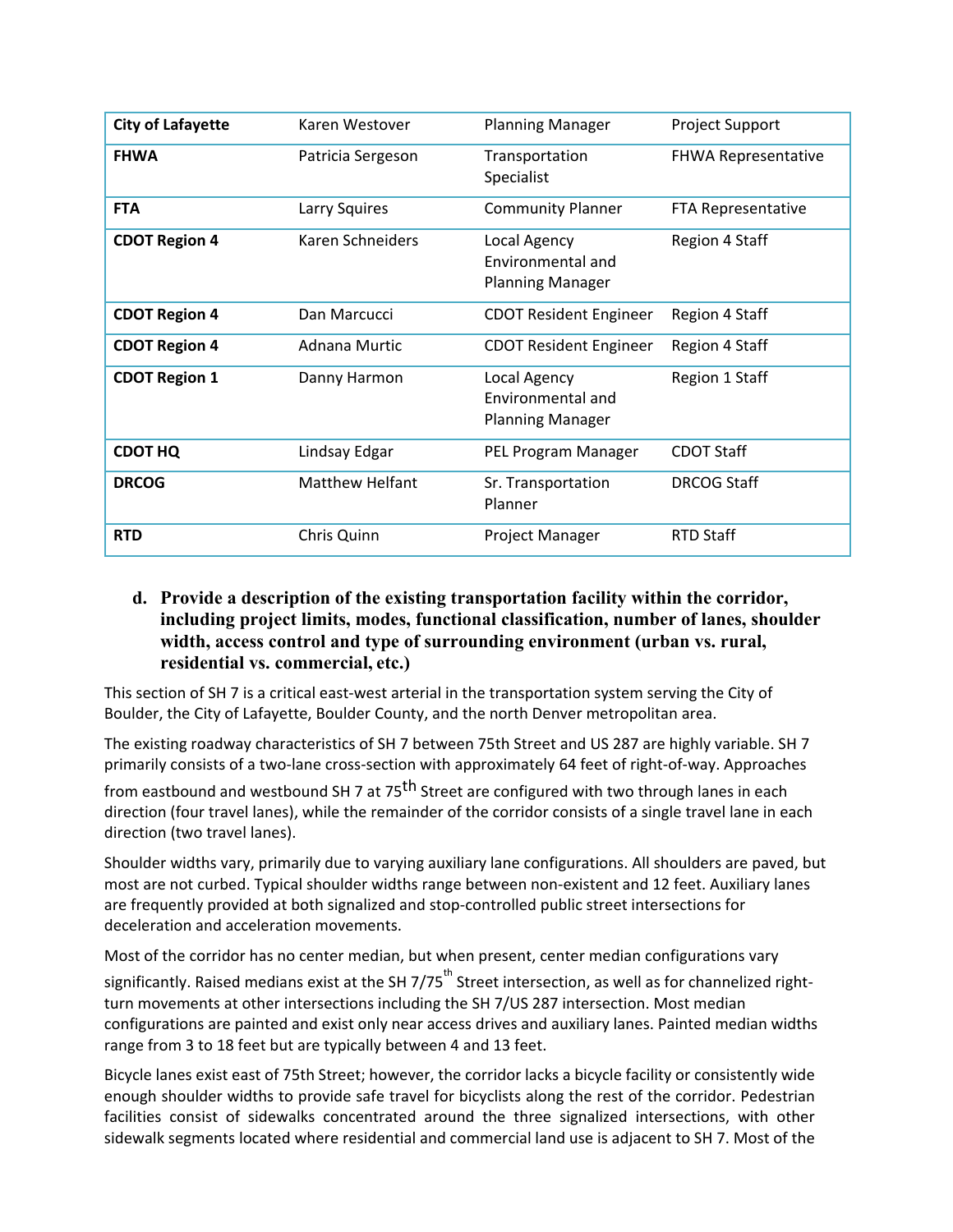| City of Lafayette | Karen Westover | Planning Manager | Project Support |
|---|---|---|---|
| **FHWA** | Patricia Sergeson | Transportation Specialist | FHWA Representative |
| **FTA** | Larry Squires | Community Planner | FTA Representative |
| **CDOT Region 4** | Karen Schneiders | Local Agency Environmental and Planning Manager | Region 4 Staff |
| **CDOT Region 4** | Dan Marcucci | CDOT Resident Engineer | Region 4 Staff |
| **CDOT Region 4** | Adnana Murtic | CDOT Resident Engineer | Region 4 Staff |
| **CDOT Region 1** | Danny Harmon | Local Agency Environmental and Planning Manager | Region 1 Staff |
| **CDOT HQ** | Lindsay Edgar | PEL Program Manager | CDOT Staff |
| **DRCOG** | Matthew Helfant | Sr. Transportation Planner | DRCOG Staff |
| **RTD** | Chris Quinn | Project Manager | RTD Staff |

**d. Provide a description of the existing transportation facility within the corridor, including project limits, modes, functional classification, number of lanes, shoulder width, access control and type of surrounding environment (urban vs. rural, residential vs. commercial, etc.)**

This section of SH 7 is a critical east-west arterial in the transportation system serving the City of Boulder, the City of Lafayette, Boulder County, and the north Denver metropolitan area.

The existing roadway characteristics of SH 7 between 75th Street and US 287 are highly variable. SH 7 primarily consists of a two-lane cross-section with approximately 64 feet of right-of-way. Approaches from eastbound and westbound SH 7 at 75th Street are configured with two through lanes in each direction (four travel lanes), while the remainder of the corridor consists of a single travel lane in each direction (two travel lanes).

Shoulder widths vary, primarily due to varying auxiliary lane configurations. All shoulders are paved, but most are not curbed. Typical shoulder widths range between non-existent and 12 feet. Auxiliary lanes are frequently provided at both signalized and stop-controlled public street intersections for deceleration and acceleration movements.

Most of the corridor has no center median, but when present, center median configurations vary significantly. Raised medians exist at the SH 7/75th Street intersection, as well as for channelized right-turn movements at other intersections including the SH 7/US 287 intersection. Most median configurations are painted and exist only near access drives and auxiliary lanes. Painted median widths range from 3 to 18 feet but are typically between 4 and 13 feet.

Bicycle lanes exist east of 75th Street; however, the corridor lacks a bicycle facility or consistently wide enough shoulder widths to provide safe travel for bicyclists along the rest of the corridor. Pedestrian facilities consist of sidewalks concentrated around the three signalized intersections, with other sidewalk segments located where residential and commercial land use is adjacent to SH 7. Most of the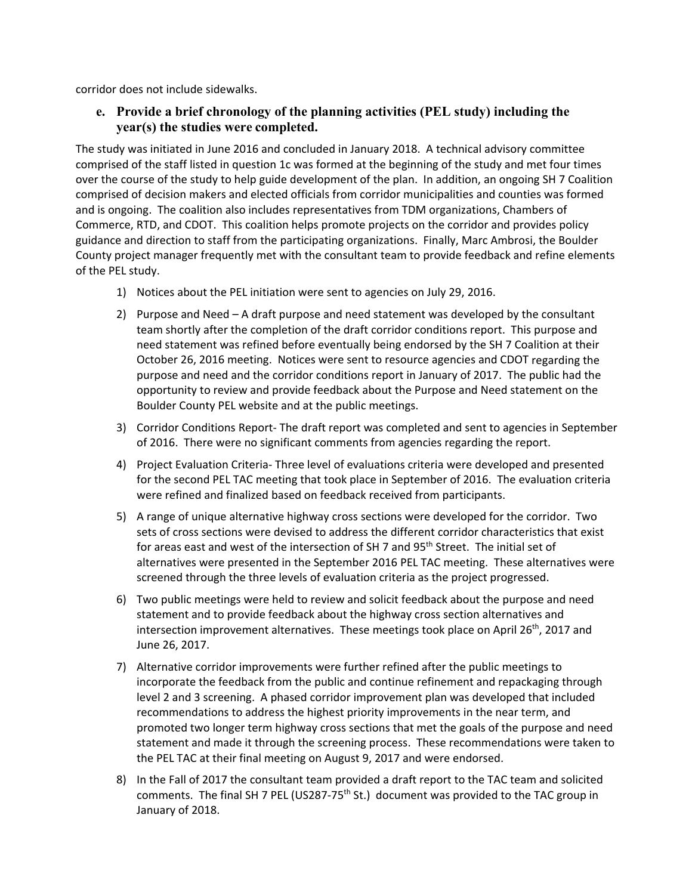corridor does not include sidewalks.

### e. Provide a brief chronology of the planning activities (PEL study) including the year(s) the studies were completed.

The study was initiated in June 2016 and concluded in January 2018. A technical advisory committee comprised of the staff listed in question 1c was formed at the beginning of the study and met four times over the course of the study to help guide development of the plan. In addition, an ongoing SH 7 Coalition comprised of decision makers and elected officials from corridor municipalities and counties was formed and is ongoing. The coalition also includes representatives from TDM organizations, Chambers of Commerce, RTD, and CDOT. This coalition helps promote projects on the corridor and provides policy guidance and direction to staff from the participating organizations. Finally, Marc Ambrosi, the Boulder County project manager frequently met with the consultant team to provide feedback and refine elements of the PEL study.

1) Notices about the PEL initiation were sent to agencies on July 29, 2016.
2) Purpose and Need – A draft purpose and need statement was developed by the consultant team shortly after the completion of the draft corridor conditions report. This purpose and need statement was refined before eventually being endorsed by the SH 7 Coalition at their October 26, 2016 meeting. Notices were sent to resource agencies and CDOT regarding the purpose and need and the corridor conditions report in January of 2017. The public had the opportunity to review and provide feedback about the Purpose and Need statement on the Boulder County PEL website and at the public meetings.
3) Corridor Conditions Report- The draft report was completed and sent to agencies in September of 2016. There were no significant comments from agencies regarding the report.
4) Project Evaluation Criteria- Three level of evaluations criteria were developed and presented for the second PEL TAC meeting that took place in September of 2016. The evaluation criteria were refined and finalized based on feedback received from participants.
5) A range of unique alternative highway cross sections were developed for the corridor. Two sets of cross sections were devised to address the different corridor characteristics that exist for areas east and west of the intersection of SH 7 and 95th Street. The initial set of alternatives were presented in the September 2016 PEL TAC meeting. These alternatives were screened through the three levels of evaluation criteria as the project progressed.
6) Two public meetings were held to review and solicit feedback about the purpose and need statement and to provide feedback about the highway cross section alternatives and intersection improvement alternatives. These meetings took place on April 26th, 2017 and June 26, 2017.
7) Alternative corridor improvements were further refined after the public meetings to incorporate the feedback from the public and continue refinement and repackaging through level 2 and 3 screening. A phased corridor improvement plan was developed that included recommendations to address the highest priority improvements in the near term, and promoted two longer term highway cross sections that met the goals of the purpose and need statement and made it through the screening process. These recommendations were taken to the PEL TAC at their final meeting on August 9, 2017 and were endorsed.
8) In the Fall of 2017 the consultant team provided a draft report to the TAC team and solicited comments. The final SH 7 PEL (US287-75th St.) document was provided to the TAC group in January of 2018.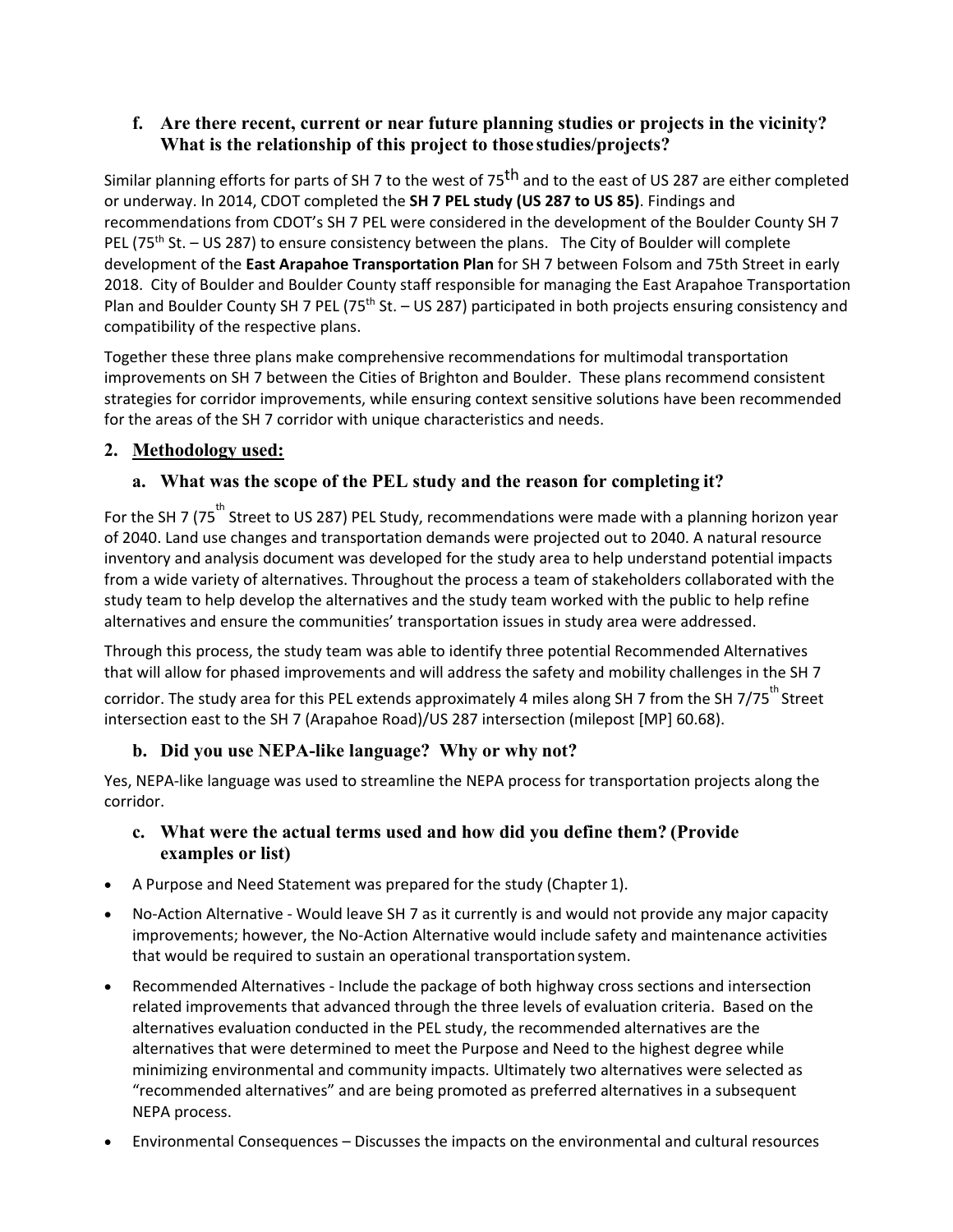### f. Are there recent, current or near future planning studies or projects in the vicinity? What is the relationship of this project to those studies/projects?

Similar planning efforts for parts of SH 7 to the west of 75$^{th}$ and to the east of US 287 are either completed or underway. In 2014, CDOT completed the **SH 7 PEL study (US 287 to US 85)**. Findings and recommendations from CDOT's SH 7 PEL were considered in the development of the Boulder County SH 7 PEL (75$^{th}$ St. – US 287) to ensure consistency between the plans. The City of Boulder will complete development of the **East Arapahoe Transportation Plan** for SH 7 between Folsom and 75th Street in early 2018. City of Boulder and Boulder County staff responsible for managing the East Arapahoe Transportation Plan and Boulder County SH 7 PEL (75$^{th}$ St. – US 287) participated in both projects ensuring consistency and compatibility of the respective plans.

Together these three plans make comprehensive recommendations for multimodal transportation improvements on SH 7 between the Cities of Brighton and Boulder. These plans recommend consistent strategies for corridor improvements, while ensuring context sensitive solutions have been recommended for the areas of the SH 7 corridor with unique characteristics and needs.

## 2. Methodology used:

### a. What was the scope of the PEL study and the reason for completing it?

For the SH 7 (75$^{th}$ Street to US 287) PEL Study, recommendations were made with a planning horizon year of 2040. Land use changes and transportation demands were projected out to 2040. A natural resource inventory and analysis document was developed for the study area to help understand potential impacts from a wide variety of alternatives. Throughout the process a team of stakeholders collaborated with the study team to help develop the alternatives and the study team worked with the public to help refine alternatives and ensure the communities' transportation issues in study area were addressed.

Through this process, the study team was able to identify three potential Recommended Alternatives that will allow for phased improvements and will address the safety and mobility challenges in the SH 7 corridor. The study area for this PEL extends approximately 4 miles along SH 7 from the SH 7/75$^{th}$ Street intersection east to the SH 7 (Arapahoe Road)/US 287 intersection (milepost [MP] 60.68).

### b. Did you use NEPA-like language? Why or why not?

Yes, NEPA-like language was used to streamline the NEPA process for transportation projects along the corridor.

### c. What were the actual terms used and how did you define them? (Provide examples or list)

- A Purpose and Need Statement was prepared for the study (Chapter 1).
- No-Action Alternative - Would leave SH 7 as it currently is and would not provide any major capacity improvements; however, the No-Action Alternative would include safety and maintenance activities that would be required to sustain an operational transportation system.
- Recommended Alternatives - Include the package of both highway cross sections and intersection related improvements that advanced through the three levels of evaluation criteria. Based on the alternatives evaluation conducted in the PEL study, the recommended alternatives are the alternatives that were determined to meet the Purpose and Need to the highest degree while minimizing environmental and community impacts. Ultimately two alternatives were selected as "recommended alternatives" and are being promoted as preferred alternatives in a subsequent NEPA process.
- Environmental Consequences – Discusses the impacts on the environmental and cultural resources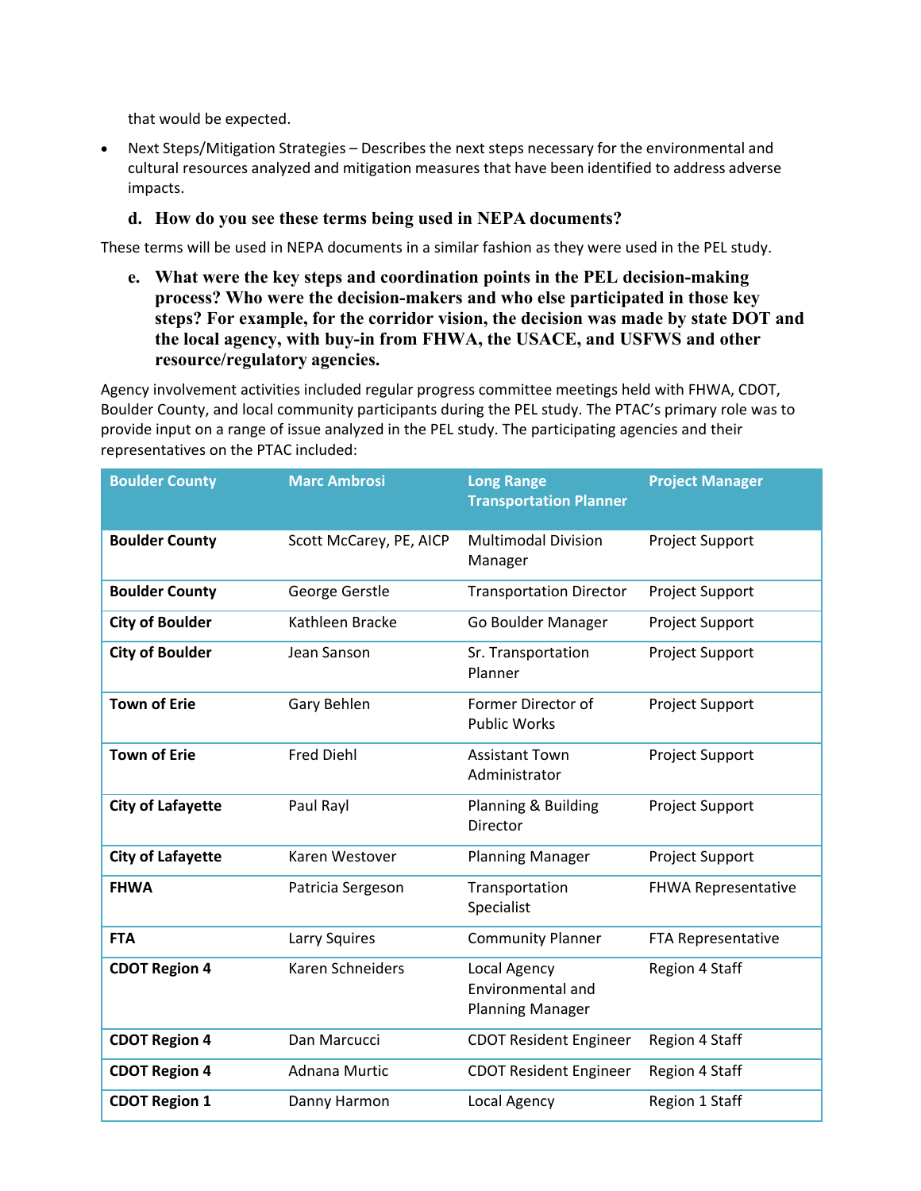that would be expected.

- Next Steps/Mitigation Strategies – Describes the next steps necessary for the environmental and cultural resources analyzed and mitigation measures that have been identified to address adverse impacts.

**d. How do you see these terms being used in NEPA documents?**

These terms will be used in NEPA documents in a similar fashion as they were used in the PEL study.

**e. What were the key steps and coordination points in the PEL decision-making process? Who were the decision-makers and who else participated in those key steps? For example, for the corridor vision, the decision was made by state DOT and the local agency, with buy-in from FHWA, the USACE, and USFWS and other resource/regulatory agencies.**

Agency involvement activities included regular progress committee meetings held with FHWA, CDOT, Boulder County, and local community participants during the PEL study. The PTAC's primary role was to provide input on a range of issue analyzed in the PEL study. The participating agencies and their representatives on the PTAC included:

| Boulder County | Marc Ambrosi | Long Range Transportation Planner | Project Manager |
|---|---|---|---|
| **Boulder County** | Scott McCarey, PE, AICP | Multimodal Division Manager | Project Support |
| **Boulder County** | George Gerstle | Transportation Director | Project Support |
| **City of Boulder** | Kathleen Bracke | Go Boulder Manager | Project Support |
| **City of Boulder** | Jean Sanson | Sr. Transportation Planner | Project Support |
| **Town of Erie** | Gary Behlen | Former Director of Public Works | Project Support |
| **Town of Erie** | Fred Diehl | Assistant Town Administrator | Project Support |
| **City of Lafayette** | Paul Rayl | Planning & Building Director | Project Support |
| **City of Lafayette** | Karen Westover | Planning Manager | Project Support |
| **FHWA** | Patricia Sergeson | Transportation Specialist | FHWA Representative |
| **FTA** | Larry Squires | Community Planner | FTA Representative |
| **CDOT Region 4** | Karen Schneiders | Local Agency Environmental and Planning Manager | Region 4 Staff |
| **CDOT Region 4** | Dan Marcucci | CDOT Resident Engineer | Region 4 Staff |
| **CDOT Region 4** | Adnana Murtic | CDOT Resident Engineer | Region 4 Staff |
| **CDOT Region 1** | Danny Harmon | Local Agency | Region 1 Staff |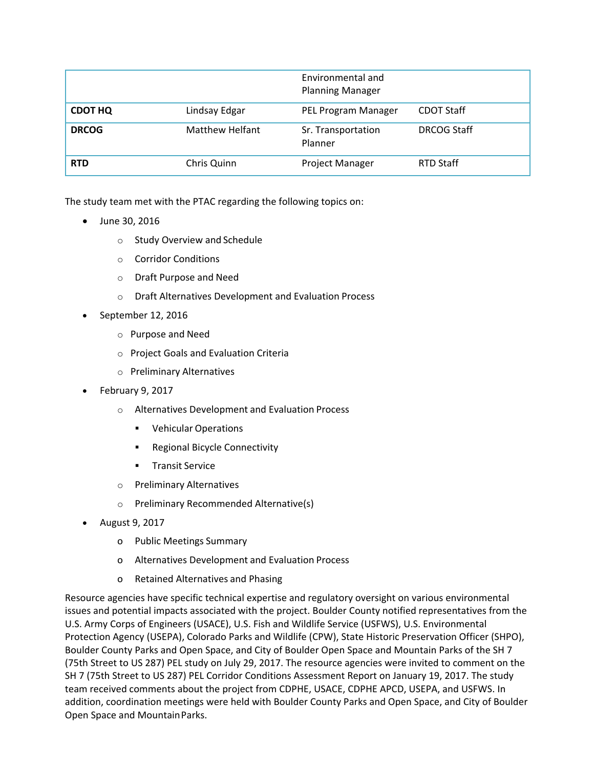| | | | |
|---|---|---|---|
| | | Environmental and Planning Manager | |
| **CDOT HQ** | Lindsay Edgar | PEL Program Manager | CDOT Staff |
| **DRCOG** | Matthew Helfant | Sr. Transportation Planner | DRCOG Staff |
| **RTD** | Chris Quinn | Project Manager | RTD Staff |

The study team met with the PTAC regarding the following topics on:

- June 30, 2016
  - Study Overview and Schedule
  - Corridor Conditions
  - Draft Purpose and Need
  - Draft Alternatives Development and Evaluation Process
- September 12, 2016
  - Purpose and Need
  - Project Goals and Evaluation Criteria
  - Preliminary Alternatives
- February 9, 2017
  - Alternatives Development and Evaluation Process
    - Vehicular Operations
    - Regional Bicycle Connectivity
    - Transit Service
  - Preliminary Alternatives
  - Preliminary Recommended Alternative(s)
- August 9, 2017
  - Public Meetings Summary
  - Alternatives Development and Evaluation Process
  - Retained Alternatives and Phasing

Resource agencies have specific technical expertise and regulatory oversight on various environmental issues and potential impacts associated with the project. Boulder County notified representatives from the U.S. Army Corps of Engineers (USACE), U.S. Fish and Wildlife Service (USFWS), U.S. Environmental Protection Agency (USEPA), Colorado Parks and Wildlife (CPW), State Historic Preservation Officer (SHPO), Boulder County Parks and Open Space, and City of Boulder Open Space and Mountain Parks of the SH 7 (75th Street to US 287) PEL study on July 29, 2017. The resource agencies were invited to comment on the SH 7 (75th Street to US 287) PEL Corridor Conditions Assessment Report on January 19, 2017. The study team received comments about the project from CDPHE, USACE, CDPHE APCD, USEPA, and USFWS. In addition, coordination meetings were held with Boulder County Parks and Open Space, and City of Boulder Open Space and Mountain Parks.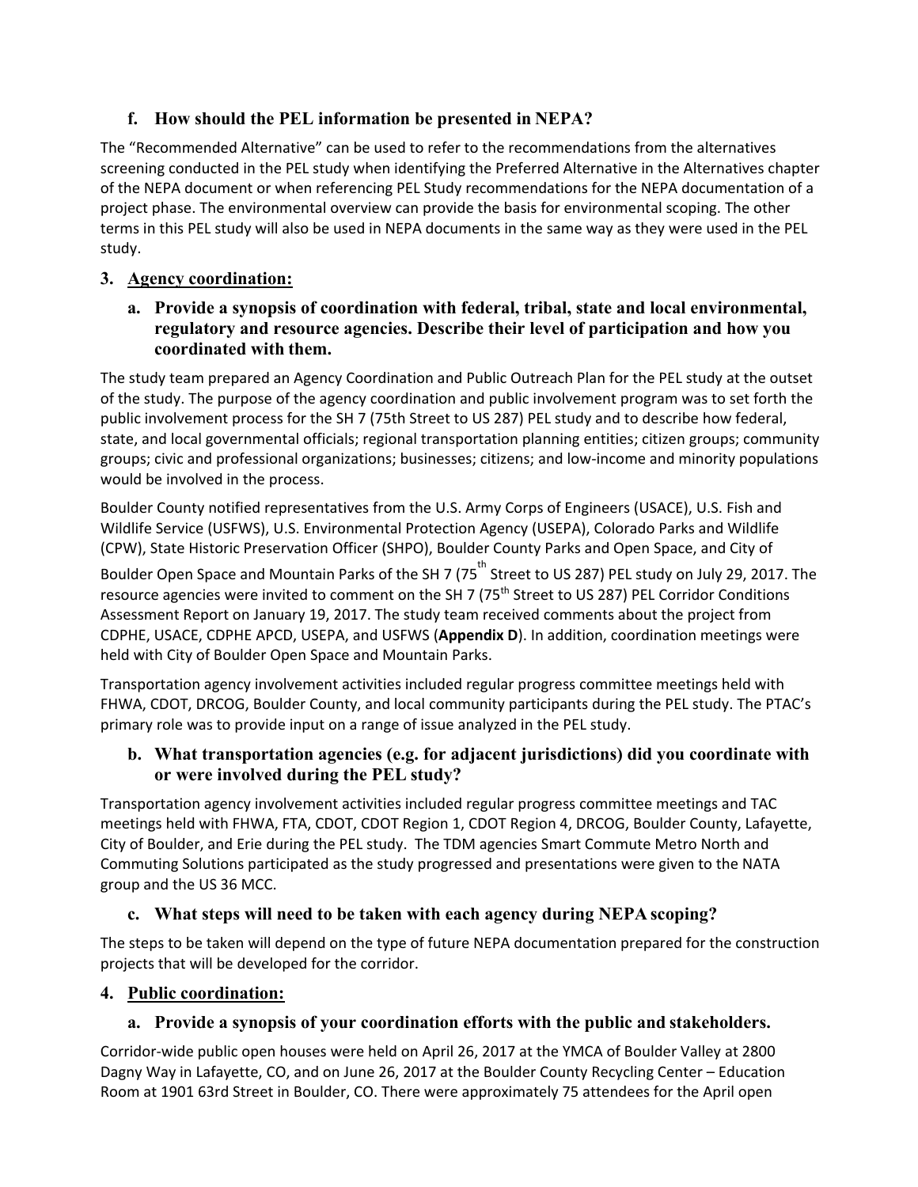### f. How should the PEL information be presented in NEPA?

The "Recommended Alternative" can be used to refer to the recommendations from the alternatives screening conducted in the PEL study when identifying the Preferred Alternative in the Alternatives chapter of the NEPA document or when referencing PEL Study recommendations for the NEPA documentation of a project phase. The environmental overview can provide the basis for environmental scoping. The other terms in this PEL study will also be used in NEPA documents in the same way as they were used in the PEL study.

## 3. Agency coordination:

### a. Provide a synopsis of coordination with federal, tribal, state and local environmental, regulatory and resource agencies. Describe their level of participation and how you coordinated with them.

The study team prepared an Agency Coordination and Public Outreach Plan for the PEL study at the outset of the study. The purpose of the agency coordination and public involvement program was to set forth the public involvement process for the SH 7 (75th Street to US 287) PEL study and to describe how federal, state, and local governmental officials; regional transportation planning entities; citizen groups; community groups; civic and professional organizations; businesses; citizens; and low-income and minority populations would be involved in the process.

Boulder County notified representatives from the U.S. Army Corps of Engineers (USACE), U.S. Fish and Wildlife Service (USFWS), U.S. Environmental Protection Agency (USEPA), Colorado Parks and Wildlife (CPW), State Historic Preservation Officer (SHPO), Boulder County Parks and Open Space, and City of Boulder Open Space and Mountain Parks of the SH 7 (75th Street to US 287) PEL study on July 29, 2017. The resource agencies were invited to comment on the SH 7 (75th Street to US 287) PEL Corridor Conditions Assessment Report on January 19, 2017. The study team received comments about the project from CDPHE, USACE, CDPHE APCD, USEPA, and USFWS (**Appendix D**). In addition, coordination meetings were held with City of Boulder Open Space and Mountain Parks.

Transportation agency involvement activities included regular progress committee meetings held with FHWA, CDOT, DRCOG, Boulder County, and local community participants during the PEL study. The PTAC's primary role was to provide input on a range of issue analyzed in the PEL study.

### b. What transportation agencies (e.g. for adjacent jurisdictions) did you coordinate with or were involved during the PEL study?

Transportation agency involvement activities included regular progress committee meetings and TAC meetings held with FHWA, FTA, CDOT, CDOT Region 1, CDOT Region 4, DRCOG, Boulder County, Lafayette, City of Boulder, and Erie during the PEL study. The TDM agencies Smart Commute Metro North and Commuting Solutions participated as the study progressed and presentations were given to the NATA group and the US 36 MCC.

### c. What steps will need to be taken with each agency during NEPA scoping?

The steps to be taken will depend on the type of future NEPA documentation prepared for the construction projects that will be developed for the corridor.

## 4. Public coordination:

### a. Provide a synopsis of your coordination efforts with the public and stakeholders.

Corridor-wide public open houses were held on April 26, 2017 at the YMCA of Boulder Valley at 2800 Dagny Way in Lafayette, CO, and on June 26, 2017 at the Boulder County Recycling Center – Education Room at 1901 63rd Street in Boulder, CO. There were approximately 75 attendees for the April open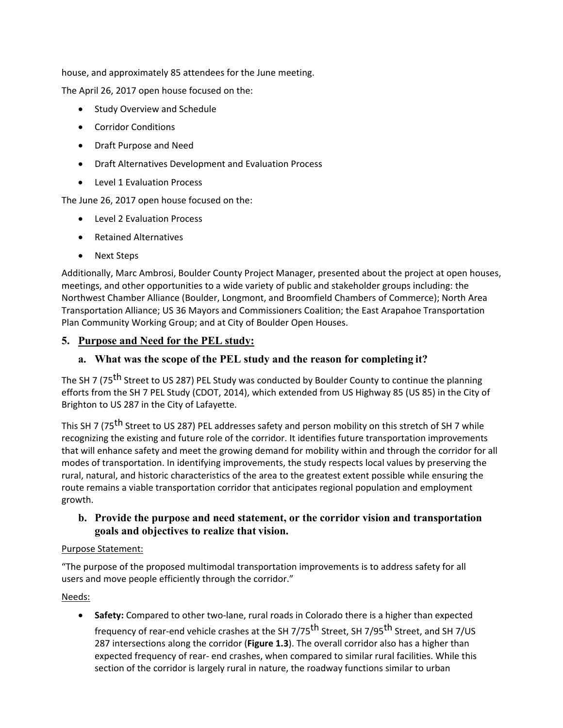house, and approximately 85 attendees for the June meeting.

The April 26, 2017 open house focused on the:

- Study Overview and Schedule
- Corridor Conditions
- Draft Purpose and Need
- Draft Alternatives Development and Evaluation Process
- Level 1 Evaluation Process

The June 26, 2017 open house focused on the:

- Level 2 Evaluation Process
- Retained Alternatives
- Next Steps

Additionally, Marc Ambrosi, Boulder County Project Manager, presented about the project at open houses, meetings, and other opportunities to a wide variety of public and stakeholder groups including: the Northwest Chamber Alliance (Boulder, Longmont, and Broomfield Chambers of Commerce); North Area Transportation Alliance; US 36 Mayors and Commissioners Coalition; the East Arapahoe Transportation Plan Community Working Group; and at City of Boulder Open Houses.

## 5. Purpose and Need for the PEL study:

### a. What was the scope of the PEL study and the reason for completing it?

The SH 7 (75th Street to US 287) PEL Study was conducted by Boulder County to continue the planning efforts from the SH 7 PEL Study (CDOT, 2014), which extended from US Highway 85 (US 85) in the City of Brighton to US 287 in the City of Lafayette.

This SH 7 (75th Street to US 287) PEL addresses safety and person mobility on this stretch of SH 7 while recognizing the existing and future role of the corridor. It identifies future transportation improvements that will enhance safety and meet the growing demand for mobility within and through the corridor for all modes of transportation. In identifying improvements, the study respects local values by preserving the rural, natural, and historic characteristics of the area to the greatest extent possible while ensuring the route remains a viable transportation corridor that anticipates regional population and employment growth.

### b. Provide the purpose and need statement, or the corridor vision and transportation goals and objectives to realize that vision.

Purpose Statement:

"The purpose of the proposed multimodal transportation improvements is to address safety for all users and move people efficiently through the corridor."

Needs:

- **Safety:** Compared to other two-lane, rural roads in Colorado there is a higher than expected frequency of rear-end vehicle crashes at the SH 7/75th Street, SH 7/95th Street, and SH 7/US 287 intersections along the corridor (**Figure 1.3**). The overall corridor also has a higher than expected frequency of rear- end crashes, when compared to similar rural facilities. While this section of the corridor is largely rural in nature, the roadway functions similar to urban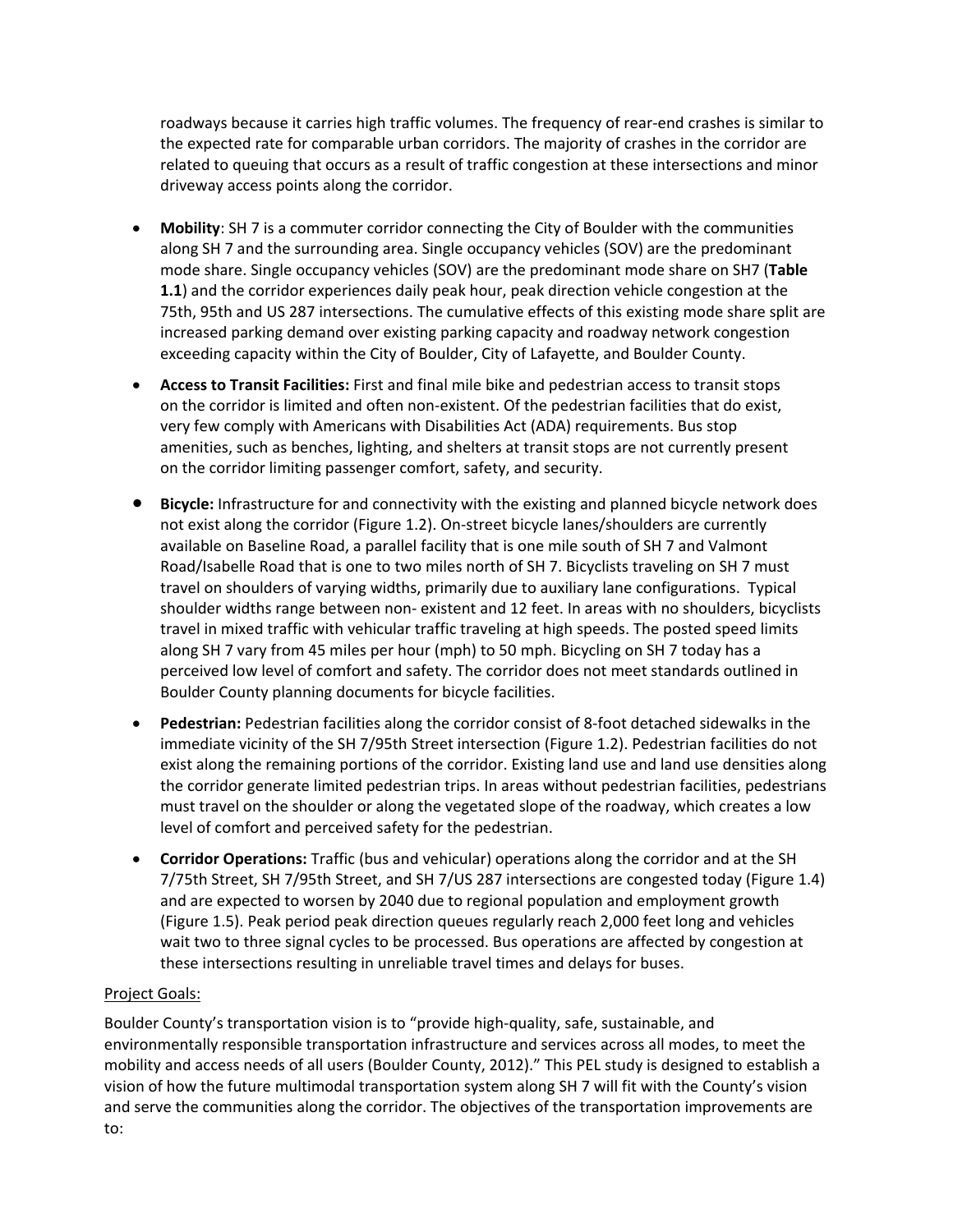roadways because it carries high traffic volumes. The frequency of rear-end crashes is similar to the expected rate for comparable urban corridors. The majority of crashes in the corridor are related to queuing that occurs as a result of traffic congestion at these intersections and minor driveway access points along the corridor.

- **Mobility**: SH 7 is a commuter corridor connecting the City of Boulder with the communities along SH 7 and the surrounding area. Single occupancy vehicles (SOV) are the predominant mode share. Single occupancy vehicles (SOV) are the predominant mode share on SH7 (**Table 1.1**) and the corridor experiences daily peak hour, peak direction vehicle congestion at the 75th, 95th and US 287 intersections. The cumulative effects of this existing mode share split are increased parking demand over existing parking capacity and roadway network congestion exceeding capacity within the City of Boulder, City of Lafayette, and Boulder County.
- **Access to Transit Facilities:** First and final mile bike and pedestrian access to transit stops on the corridor is limited and often non-existent. Of the pedestrian facilities that do exist, very few comply with Americans with Disabilities Act (ADA) requirements. Bus stop amenities, such as benches, lighting, and shelters at transit stops are not currently present on the corridor limiting passenger comfort, safety, and security.
- **Bicycle:** Infrastructure for and connectivity with the existing and planned bicycle network does not exist along the corridor (Figure 1.2). On-street bicycle lanes/shoulders are currently available on Baseline Road, a parallel facility that is one mile south of SH 7 and Valmont Road/Isabelle Road that is one to two miles north of SH 7. Bicyclists traveling on SH 7 must travel on shoulders of varying widths, primarily due to auxiliary lane configurations. Typical shoulder widths range between non- existent and 12 feet. In areas with no shoulders, bicyclists travel in mixed traffic with vehicular traffic traveling at high speeds. The posted speed limits along SH 7 vary from 45 miles per hour (mph) to 50 mph. Bicycling on SH 7 today has a perceived low level of comfort and safety. The corridor does not meet standards outlined in Boulder County planning documents for bicycle facilities.
- **Pedestrian:** Pedestrian facilities along the corridor consist of 8-foot detached sidewalks in the immediate vicinity of the SH 7/95th Street intersection (Figure 1.2). Pedestrian facilities do not exist along the remaining portions of the corridor. Existing land use and land use densities along the corridor generate limited pedestrian trips. In areas without pedestrian facilities, pedestrians must travel on the shoulder or along the vegetated slope of the roadway, which creates a low level of comfort and perceived safety for the pedestrian.
- **Corridor Operations:** Traffic (bus and vehicular) operations along the corridor and at the SH 7/75th Street, SH 7/95th Street, and SH 7/US 287 intersections are congested today (Figure 1.4) and are expected to worsen by 2040 due to regional population and employment growth (Figure 1.5). Peak period peak direction queues regularly reach 2,000 feet long and vehicles wait two to three signal cycles to be processed. Bus operations are affected by congestion at these intersections resulting in unreliable travel times and delays for buses.

Project Goals:

Boulder County's transportation vision is to "provide high-quality, safe, sustainable, and environmentally responsible transportation infrastructure and services across all modes, to meet the mobility and access needs of all users (Boulder County, 2012)." This PEL study is designed to establish a vision of how the future multimodal transportation system along SH 7 will fit with the County's vision and serve the communities along the corridor. The objectives of the transportation improvements are to: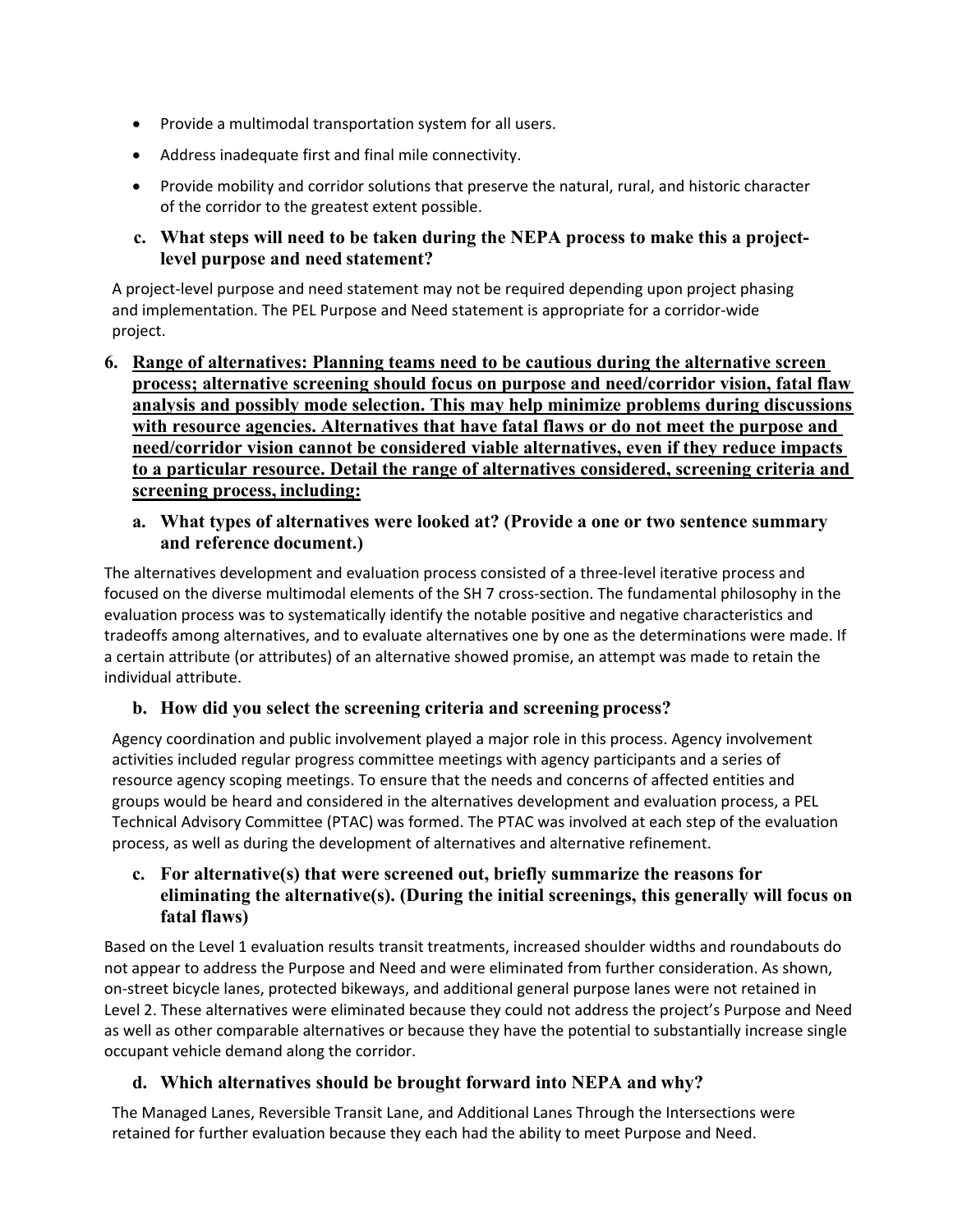- Provide a multimodal transportation system for all users.
- Address inadequate first and final mile connectivity.
- Provide mobility and corridor solutions that preserve the natural, rural, and historic character of the corridor to the greatest extent possible.

**c. What steps will need to be taken during the NEPA process to make this a project-level purpose and need statement?**

A project-level purpose and need statement may not be required depending upon project phasing and implementation. The PEL Purpose and Need statement is appropriate for a corridor-wide project.

**6. <u>Range of alternatives: Planning teams need to be cautious during the alternative screen process; alternative screening should focus on purpose and need/corridor vision, fatal flaw analysis and possibly mode selection. This may help minimize problems during discussions with resource agencies. Alternatives that have fatal flaws or do not meet the purpose and need/corridor vision cannot be considered viable alternatives, even if they reduce impacts to a particular resource. Detail the range of alternatives considered, screening criteria and screening process, including:</u>**

**a. What types of alternatives were looked at? (Provide a one or two sentence summary and reference document.)**

The alternatives development and evaluation process consisted of a three-level iterative process and focused on the diverse multimodal elements of the SH 7 cross-section. The fundamental philosophy in the evaluation process was to systematically identify the notable positive and negative characteristics and tradeoffs among alternatives, and to evaluate alternatives one by one as the determinations were made. If a certain attribute (or attributes) of an alternative showed promise, an attempt was made to retain the individual attribute.

**b. How did you select the screening criteria and screening process?**

Agency coordination and public involvement played a major role in this process. Agency involvement activities included regular progress committee meetings with agency participants and a series of resource agency scoping meetings. To ensure that the needs and concerns of affected entities and groups would be heard and considered in the alternatives development and evaluation process, a PEL Technical Advisory Committee (PTAC) was formed. The PTAC was involved at each step of the evaluation process, as well as during the development of alternatives and alternative refinement.

**c. For alternative(s) that were screened out, briefly summarize the reasons for eliminating the alternative(s). (During the initial screenings, this generally will focus on fatal flaws)**

Based on the Level 1 evaluation results transit treatments, increased shoulder widths and roundabouts do not appear to address the Purpose and Need and were eliminated from further consideration. As shown, on-street bicycle lanes, protected bikeways, and additional general purpose lanes were not retained in Level 2. These alternatives were eliminated because they could not address the project's Purpose and Need as well as other comparable alternatives or because they have the potential to substantially increase single occupant vehicle demand along the corridor.

**d. Which alternatives should be brought forward into NEPA and why?**

The Managed Lanes, Reversible Transit Lane, and Additional Lanes Through the Intersections were retained for further evaluation because they each had the ability to meet Purpose and Need.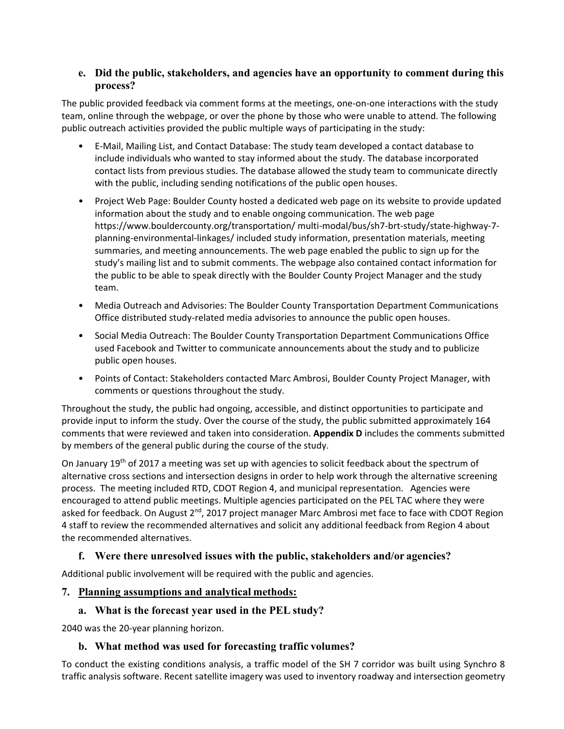### e. Did the public, stakeholders, and agencies have an opportunity to comment during this process?

The public provided feedback via comment forms at the meetings, one-on-one interactions with the study team, online through the webpage, or over the phone by those who were unable to attend. The following public outreach activities provided the public multiple ways of participating in the study:

- E-Mail, Mailing List, and Contact Database: The study team developed a contact database to include individuals who wanted to stay informed about the study. The database incorporated contact lists from previous studies. The database allowed the study team to communicate directly with the public, including sending notifications of the public open houses.
- Project Web Page: Boulder County hosted a dedicated web page on its website to provide updated information about the study and to enable ongoing communication. The web page https://www.bouldercounty.org/transportation/ multi-modal/bus/sh7-brt-study/state-highway-7-planning-environmental-linkages/ included study information, presentation materials, meeting summaries, and meeting announcements. The web page enabled the public to sign up for the study's mailing list and to submit comments. The webpage also contained contact information for the public to be able to speak directly with the Boulder County Project Manager and the study team.
- Media Outreach and Advisories: The Boulder County Transportation Department Communications Office distributed study-related media advisories to announce the public open houses.
- Social Media Outreach: The Boulder County Transportation Department Communications Office used Facebook and Twitter to communicate announcements about the study and to publicize public open houses.
- Points of Contact: Stakeholders contacted Marc Ambrosi, Boulder County Project Manager, with comments or questions throughout the study.

Throughout the study, the public had ongoing, accessible, and distinct opportunities to participate and provide input to inform the study. Over the course of the study, the public submitted approximately 164 comments that were reviewed and taken into consideration. **Appendix D** includes the comments submitted by members of the general public during the course of the study.

On January 19th of 2017 a meeting was set up with agencies to solicit feedback about the spectrum of alternative cross sections and intersection designs in order to help work through the alternative screening process. The meeting included RTD, CDOT Region 4, and municipal representation. Agencies were encouraged to attend public meetings. Multiple agencies participated on the PEL TAC where they were asked for feedback. On August 2nd, 2017 project manager Marc Ambrosi met face to face with CDOT Region 4 staff to review the recommended alternatives and solicit any additional feedback from Region 4 about the recommended alternatives.

### f. Were there unresolved issues with the public, stakeholders and/or agencies?

Additional public involvement will be required with the public and agencies.

## 7. Planning assumptions and analytical methods:

### a. What is the forecast year used in the PEL study?

2040 was the 20-year planning horizon.

### b. What method was used for forecasting traffic volumes?

To conduct the existing conditions analysis, a traffic model of the SH 7 corridor was built using Synchro 8 traffic analysis software. Recent satellite imagery was used to inventory roadway and intersection geometry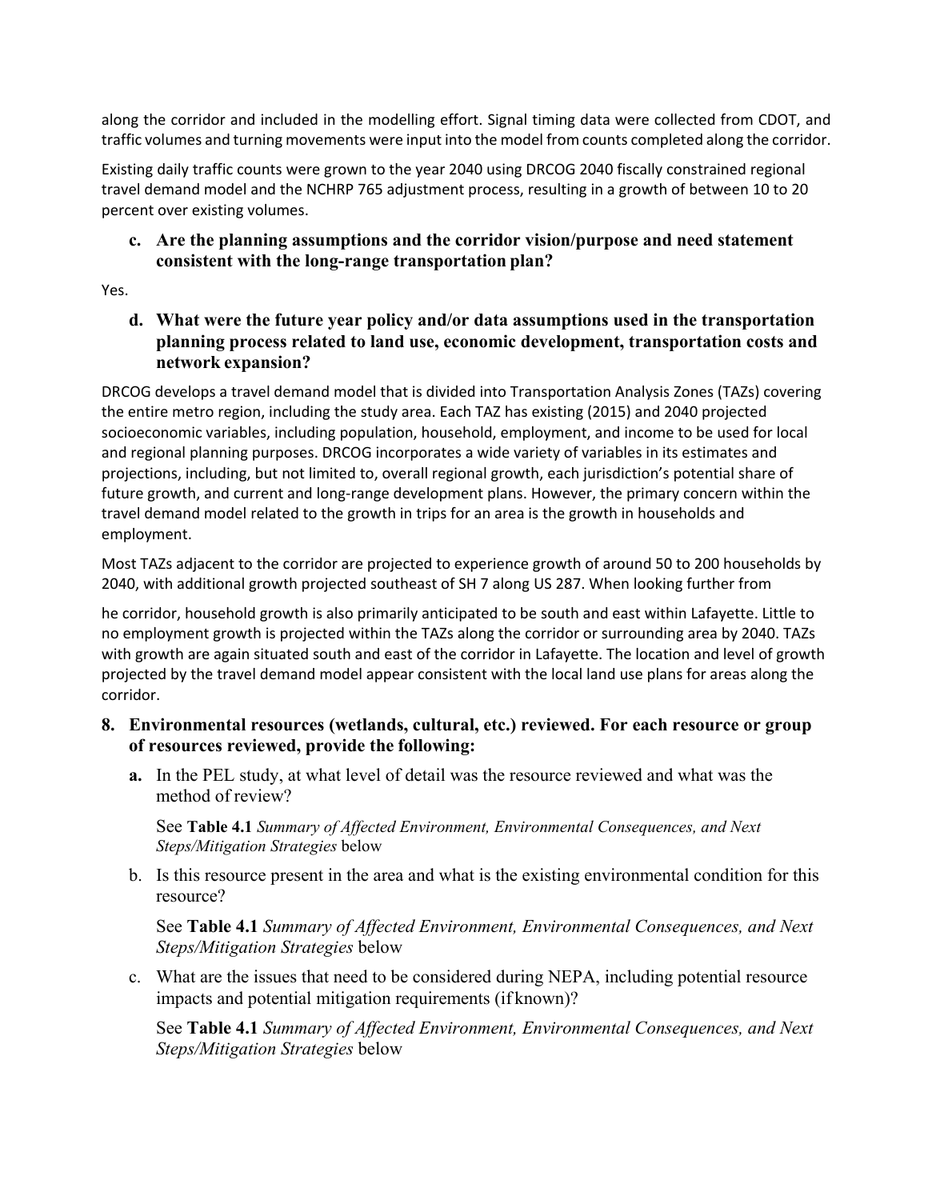along the corridor and included in the modelling effort. Signal timing data were collected from CDOT, and traffic volumes and turning movements were input into the model from counts completed along the corridor.

Existing daily traffic counts were grown to the year 2040 using DRCOG 2040 fiscally constrained regional travel demand model and the NCHRP 765 adjustment process, resulting in a growth of between 10 to 20 percent over existing volumes.

**c. Are the planning assumptions and the corridor vision/purpose and need statement consistent with the long-range transportation plan?**

Yes.

**d. What were the future year policy and/or data assumptions used in the transportation planning process related to land use, economic development, transportation costs and network expansion?**

DRCOG develops a travel demand model that is divided into Transportation Analysis Zones (TAZs) covering the entire metro region, including the study area. Each TAZ has existing (2015) and 2040 projected socioeconomic variables, including population, household, employment, and income to be used for local and regional planning purposes. DRCOG incorporates a wide variety of variables in its estimates and projections, including, but not limited to, overall regional growth, each jurisdiction's potential share of future growth, and current and long-range development plans. However, the primary concern within the travel demand model related to the growth in trips for an area is the growth in households and employment.

Most TAZs adjacent to the corridor are projected to experience growth of around 50 to 200 households by 2040, with additional growth projected southeast of SH 7 along US 287. When looking further from

he corridor, household growth is also primarily anticipated to be south and east within Lafayette. Little to no employment growth is projected within the TAZs along the corridor or surrounding area by 2040. TAZs with growth are again situated south and east of the corridor in Lafayette. The location and level of growth projected by the travel demand model appear consistent with the local land use plans for areas along the corridor.

**8. Environmental resources (wetlands, cultural, etc.) reviewed. For each resource or group of resources reviewed, provide the following:**

**a.** In the PEL study, at what level of detail was the resource reviewed and what was the method of review?

See **Table 4.1** *Summary of Affected Environment, Environmental Consequences, and Next Steps/Mitigation Strategies* below

b. Is this resource present in the area and what is the existing environmental condition for this resource?

See **Table 4.1** *Summary of Affected Environment, Environmental Consequences, and Next Steps/Mitigation Strategies* below

c. What are the issues that need to be considered during NEPA, including potential resource impacts and potential mitigation requirements (if known)?

See **Table 4.1** *Summary of Affected Environment, Environmental Consequences, and Next Steps/Mitigation Strategies* below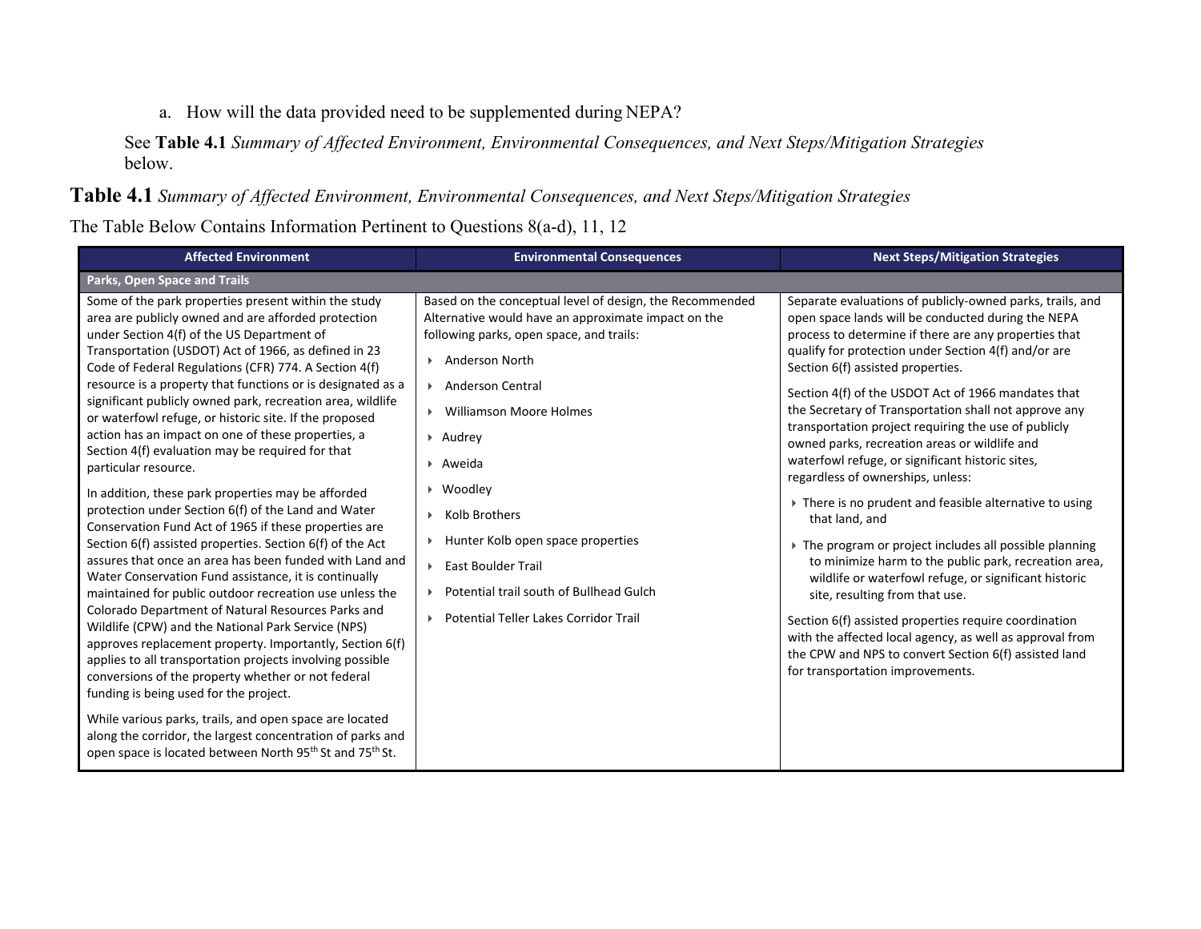a. How will the data provided need to be supplemented during NEPA?

See **Table 4.1** *Summary of Affected Environment, Environmental Consequences, and Next Steps/Mitigation Strategies* below.

**Table 4.1** *Summary of Affected Environment, Environmental Consequences, and Next Steps/Mitigation Strategies*

The Table Below Contains Information Pertinent to Questions 8(a-d), 11, 12

| Affected Environment | Environmental Consequences | Next Steps/Mitigation Strategies |
|---|---|---|
| **Parks, Open Space and Trails** | | |
| Some of the park properties present within the study area are publicly owned and are afforded protection under Section 4(f) of the US Department of Transportation (USDOT) Act of 1966, as defined in 23 Code of Federal Regulations (CFR) 774. A Section 4(f) resource is a property that functions or is designated as a significant publicly owned park, recreation area, wildlife or waterfowl refuge, or historic site. If the proposed action has an impact on one of these properties, a Section 4(f) evaluation may be required for that particular resource.<br><br>In addition, these park properties may be afforded protection under Section 6(f) of the Land and Water Conservation Fund Act of 1965 if these properties are Section 6(f) assisted properties. Section 6(f) of the Act assures that once an area has been funded with Land and Water Conservation Fund assistance, it is continually maintained for public outdoor recreation use unless the Colorado Department of Natural Resources Parks and Wildlife (CPW) and the National Park Service (NPS) approves replacement property. Importantly, Section 6(f) applies to all transportation projects involving possible conversions of the property whether or not federal funding is being used for the project.<br><br>While various parks, trails, and open space are located along the corridor, the largest concentration of parks and open space is located between North 95th St and 75th St. | Based on the conceptual level of design, the Recommended Alternative would have an approximate impact on the following parks, open space, and trails:<br><br>- Anderson North<br>- Anderson Central<br>- Williamson Moore Holmes<br>- Audrey<br>- Aweida<br>- Woodley<br>- Kolb Brothers<br>- Hunter Kolb open space properties<br>- East Boulder Trail<br>- Potential trail south of Bullhead Gulch<br>- Potential Teller Lakes Corridor Trail | Separate evaluations of publicly-owned parks, trails, and open space lands will be conducted during the NEPA process to determine if there are any properties that qualify for protection under Section 4(f) and/or are Section 6(f) assisted properties.<br><br>Section 4(f) of the USDOT Act of 1966 mandates that the Secretary of Transportation shall not approve any transportation project requiring the use of publicly owned parks, recreation areas or wildlife and waterfowl refuge, or significant historic sites, regardless of ownerships, unless:<br><br>- There is no prudent and feasible alternative to using that land, and<br>- The program or project includes all possible planning to minimize harm to the public park, recreation area, wildlife or waterfowl refuge, or significant historic site, resulting from that use.<br><br>Section 6(f) assisted properties require coordination with the affected local agency, as well as approval from the CPW and NPS to convert Section 6(f) assisted land for transportation improvements. |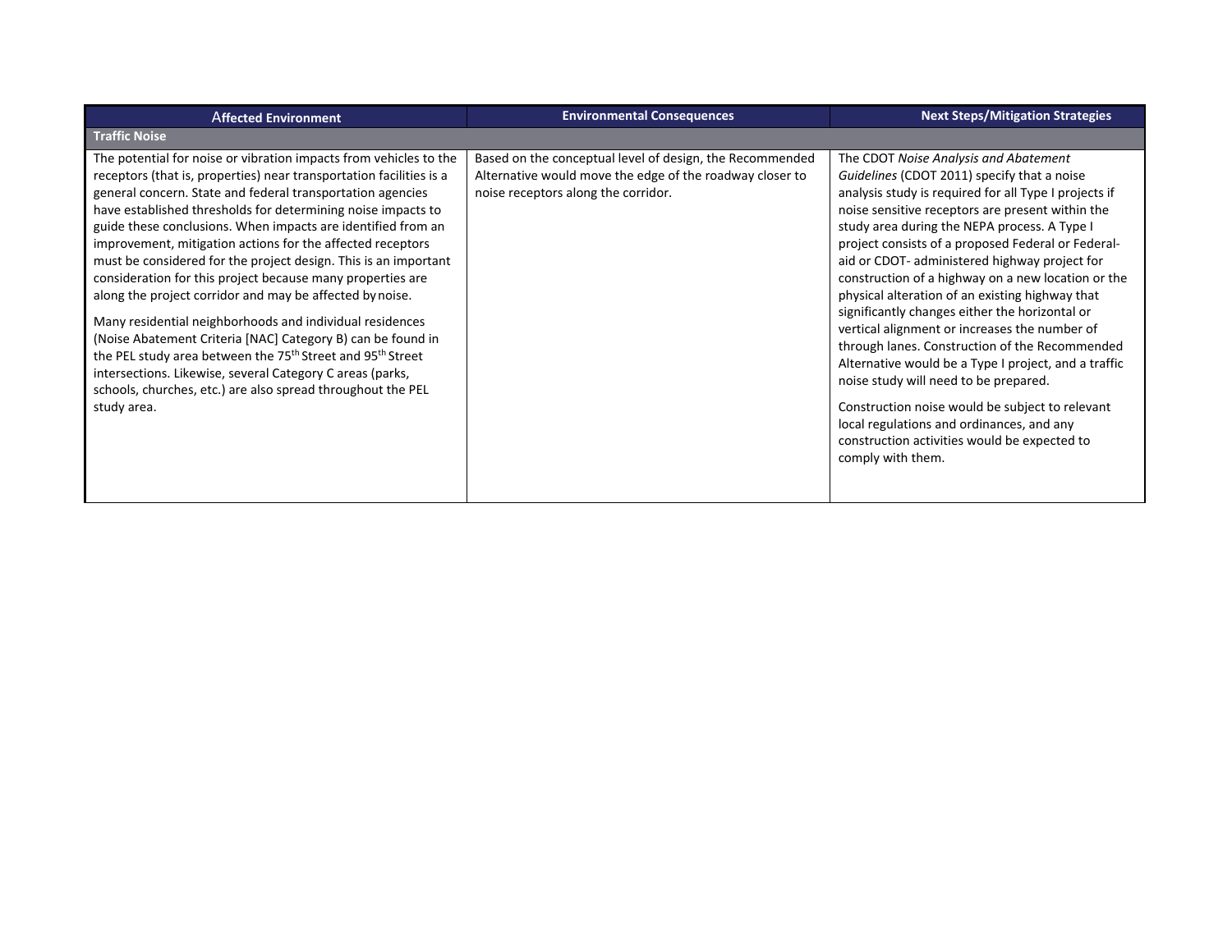| Affected Environment | Environmental Consequences | Next Steps/Mitigation Strategies |
|---|---|---|
| **Traffic Noise** | | |
| The potential for noise or vibration impacts from vehicles to the receptors (that is, properties) near transportation facilities is a general concern. State and federal transportation agencies have established thresholds for determining noise impacts to guide these conclusions. When impacts are identified from an improvement, mitigation actions for the affected receptors must be considered for the project design. This is an important consideration for this project because many properties are along the project corridor and may be affected by noise.<br><br>Many residential neighborhoods and individual residences (Noise Abatement Criteria [NAC] Category B) can be found in the PEL study area between the 75th Street and 95th Street intersections. Likewise, several Category C areas (parks, schools, churches, etc.) are also spread throughout the PEL study area. | Based on the conceptual level of design, the Recommended Alternative would move the edge of the roadway closer to noise receptors along the corridor. | The CDOT *Noise Analysis and Abatement Guidelines* (CDOT 2011) specify that a noise analysis study is required for all Type I projects if noise sensitive receptors are present within the study area during the NEPA process. A Type I project consists of a proposed Federal or Federal-aid or CDOT- administered highway project for construction of a highway on a new location or the physical alteration of an existing highway that significantly changes either the horizontal or vertical alignment or increases the number of through lanes. Construction of the Recommended Alternative would be a Type I project, and a traffic noise study will need to be prepared.<br><br>Construction noise would be subject to relevant local regulations and ordinances, and any construction activities would be expected to comply with them. |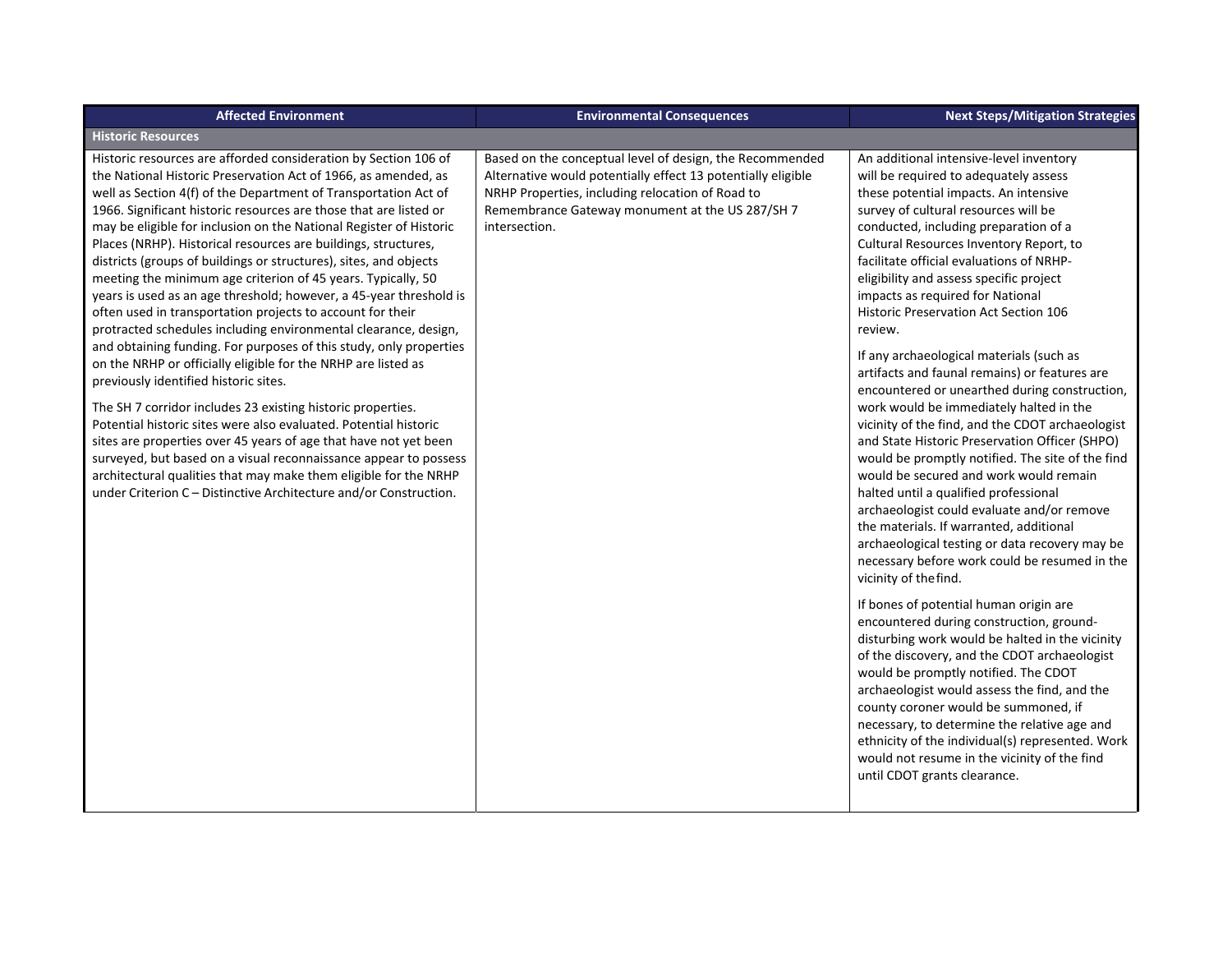| Affected Environment | Environmental Consequences | Next Steps/Mitigation Strategies |
|---|---|---|
| **Historic Resources** | | |
| Historic resources are afforded consideration by Section 106 of the National Historic Preservation Act of 1966, as amended, as well as Section 4(f) of the Department of Transportation Act of 1966. Significant historic resources are those that are listed or may be eligible for inclusion on the National Register of Historic Places (NRHP). Historical resources are buildings, structures, districts (groups of buildings or structures), sites, and objects meeting the minimum age criterion of 45 years. Typically, 50 years is used as an age threshold; however, a 45-year threshold is often used in transportation projects to account for their protracted schedules including environmental clearance, design, and obtaining funding. For purposes of this study, only properties on the NRHP or officially eligible for the NRHP are listed as previously identified historic sites.<br><br>The SH 7 corridor includes 23 existing historic properties. Potential historic sites were also evaluated. Potential historic sites are properties over 45 years of age that have not yet been surveyed, but based on a visual reconnaissance appear to possess architectural qualities that may make them eligible for the NRHP under Criterion C – Distinctive Architecture and/or Construction. | Based on the conceptual level of design, the Recommended Alternative would potentially effect 13 potentially eligible NRHP Properties, including relocation of Road to Remembrance Gateway monument at the US 287/SH 7 intersection. | An additional intensive-level inventory will be required to adequately assess these potential impacts. An intensive survey of cultural resources will be conducted, including preparation of a Cultural Resources Inventory Report, to facilitate official evaluations of NRHP-eligibility and assess specific project impacts as required for National Historic Preservation Act Section 106 review.<br><br>If any archaeological materials (such as artifacts and faunal remains) or features are encountered or unearthed during construction, work would be immediately halted in the vicinity of the find, and the CDOT archaeologist and State Historic Preservation Officer (SHPO) would be promptly notified. The site of the find would be secured and work would remain halted until a qualified professional archaeologist could evaluate and/or remove the materials. If warranted, additional archaeological testing or data recovery may be necessary before work could be resumed in the vicinity of the find.<br><br>If bones of potential human origin are encountered during construction, ground-disturbing work would be halted in the vicinity of the discovery, and the CDOT archaeologist would be promptly notified. The CDOT archaeologist would assess the find, and the county coroner would be summoned, if necessary, to determine the relative age and ethnicity of the individual(s) represented. Work would not resume in the vicinity of the find until CDOT grants clearance. |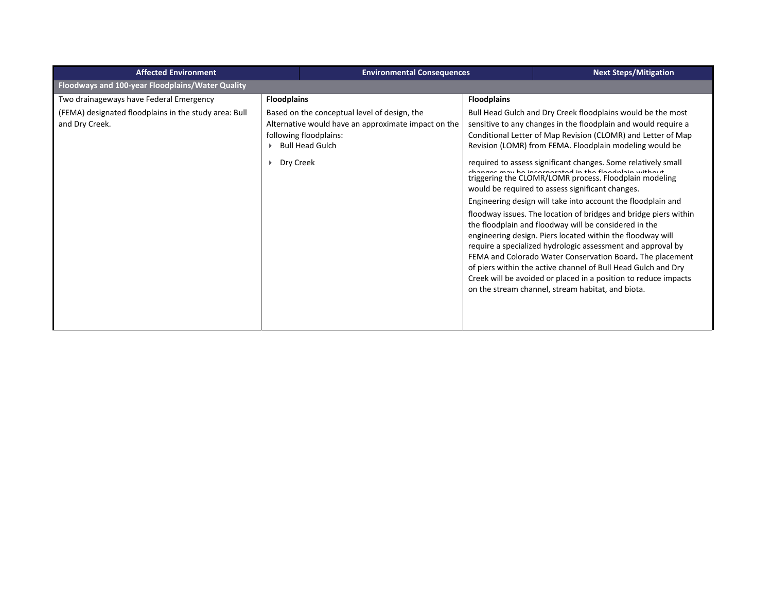| Affected Environment | Environmental Consequences | Next Steps/Mitigation |
| --- | --- | --- |
| **Floodways and 100-year Floodplains/Water Quality** | | |
| Two drainageways have Federal Emergency (FEMA) designated floodplains in the study area: Bull and Dry Creek. | **Floodplains**<br>Based on the conceptual level of design, the Alternative would have an approximate impact on the following floodplains:<br>- Bull Head Gulch<br>- Dry Creek | **Floodplains**<br>Bull Head Gulch and Dry Creek floodplains would be the most sensitive to any changes in the floodplain and would require a Conditional Letter of Map Revision (CLOMR) and Letter of Map Revision (LOMR) from FEMA. Floodplain modeling would be required to assess significant changes. Some relatively small changes may be incorporated in the floodplain without triggering the CLOMR/LOMR process. Floodplain modeling would be required to assess significant changes.<br>Engineering design will take into account the floodplain and floodway issues. The location of bridges and bridge piers within the floodplain and floodway will be considered in the engineering design. Piers located within the floodway will require a specialized hydrologic assessment and approval by FEMA and Colorado Water Conservation Board**.** The placement of piers within the active channel of Bull Head Gulch and Dry Creek will be avoided or placed in a position to reduce impacts on the stream channel, stream habitat, and biota. |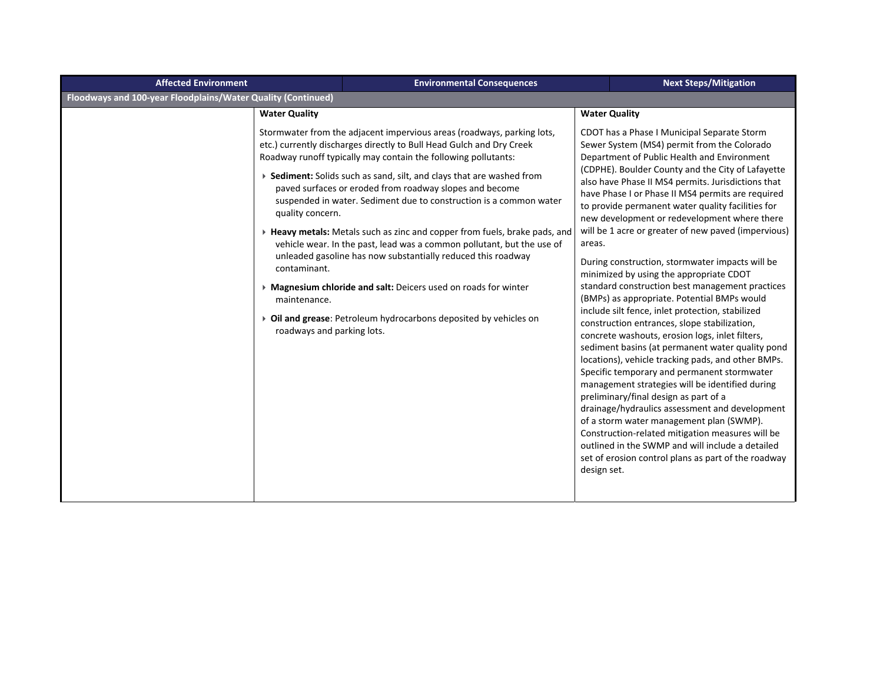| Affected Environment | Environmental Consequences | Next Steps/Mitigation |
|---|---|---|
| **Floodways and 100-year Floodplains/Water Quality (Continued)** | | |
| | **Water Quality**<br><br>Stormwater from the adjacent impervious areas (roadways, parking lots, etc.) currently discharges directly to Bull Head Gulch and Dry Creek Roadway runoff typically may contain the following pollutants:<br><br>‣ **Sediment:** Solids such as sand, silt, and clays that are washed from paved surfaces or eroded from roadway slopes and become suspended in water. Sediment due to construction is a common water quality concern.<br><br>‣ **Heavy metals:** Metals such as zinc and copper from fuels, brake pads, and vehicle wear. In the past, lead was a common pollutant, but the use of unleaded gasoline has now substantially reduced this roadway contaminant.<br><br>‣ **Magnesium chloride and salt:** Deicers used on roads for winter maintenance.<br><br>‣ **Oil and grease**: Petroleum hydrocarbons deposited by vehicles on roadways and parking lots. | **Water Quality**<br><br>CDOT has a Phase I Municipal Separate Storm Sewer System (MS4) permit from the Colorado Department of Public Health and Environment (CDPHE). Boulder County and the City of Lafayette also have Phase II MS4 permits. Jurisdictions that have Phase I or Phase II MS4 permits are required to provide permanent water quality facilities for new development or redevelopment where there will be 1 acre or greater of new paved (impervious) areas.<br><br>During construction, stormwater impacts will be minimized by using the appropriate CDOT standard construction best management practices (BMPs) as appropriate. Potential BMPs would include silt fence, inlet protection, stabilized construction entrances, slope stabilization, concrete washouts, erosion logs, inlet filters, sediment basins (at permanent water quality pond locations), vehicle tracking pads, and other BMPs. Specific temporary and permanent stormwater management strategies will be identified during preliminary/final design as part of a drainage/hydraulics assessment and development of a storm water management plan (SWMP). Construction-related mitigation measures will be outlined in the SWMP and will include a detailed set of erosion control plans as part of the roadway design set. |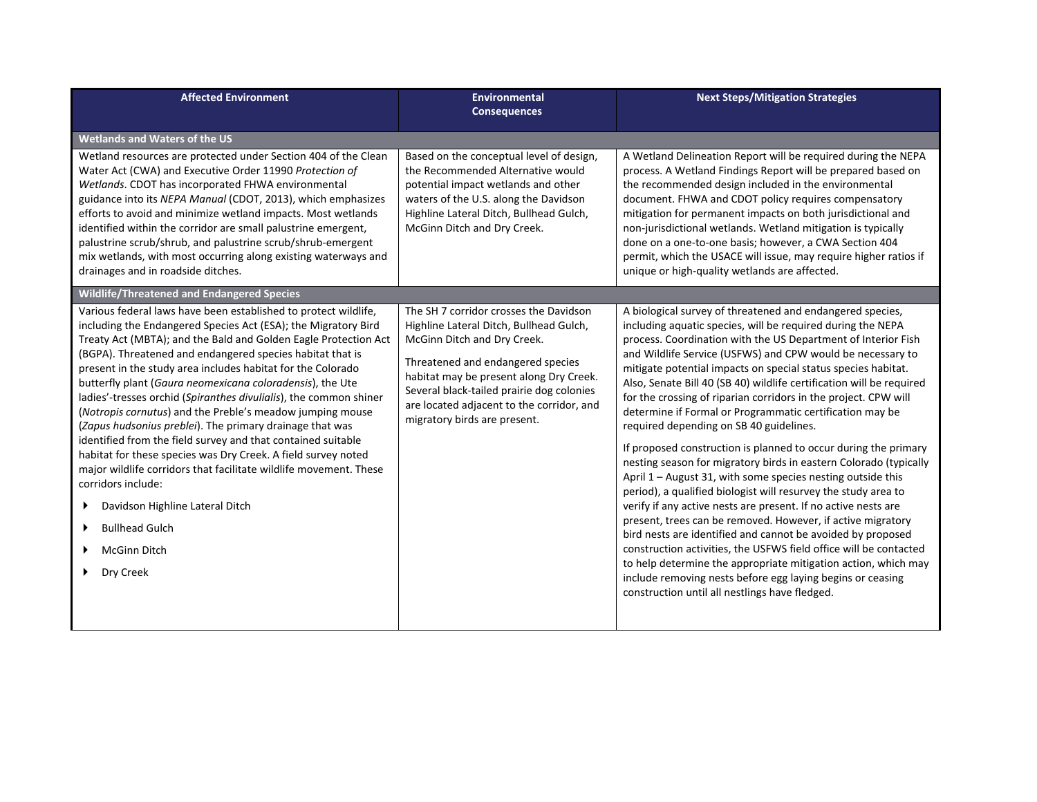| Affected Environment | Environmental Consequences | Next Steps/Mitigation Strategies |
| --- | --- | --- |
| **Wetlands and Waters of the US** | | |
| Wetland resources are protected under Section 404 of the Clean Water Act (CWA) and Executive Order 11990 *Protection of Wetlands*. CDOT has incorporated FHWA environmental guidance into its *NEPA Manual* (CDOT, 2013), which emphasizes efforts to avoid and minimize wetland impacts. Most wetlands identified within the corridor are small palustrine emergent, palustrine scrub/shrub, and palustrine scrub/shrub-emergent mix wetlands, with most occurring along existing waterways and drainages and in roadside ditches. | Based on the conceptual level of design, the Recommended Alternative would potential impact wetlands and other waters of the U.S. along the Davidson Highline Lateral Ditch, Bullhead Gulch, McGinn Ditch and Dry Creek. | A Wetland Delineation Report will be required during the NEPA process. A Wetland Findings Report will be prepared based on the recommended design included in the environmental document. FHWA and CDOT policy requires compensatory mitigation for permanent impacts on both jurisdictional and non-jurisdictional wetlands. Wetland mitigation is typically done on a one-to-one basis; however, a CWA Section 404 permit, which the USACE will issue, may require higher ratios if unique or high-quality wetlands are affected. |
| **Wildlife/Threatened and Endangered Species** | | |
| Various federal laws have been established to protect wildlife, including the Endangered Species Act (ESA); the Migratory Bird Treaty Act (MBTA); and the Bald and Golden Eagle Protection Act (BGPA). Threatened and endangered species habitat that is present in the study area includes habitat for the Colorado butterfly plant (*Gaura neomexicana coloradensis*), the Ute ladies'-tresses orchid (*Spiranthes divulialis*), the common shiner (*Notropis cornutus*) and the Preble's meadow jumping mouse (*Zapus hudsonius preblei*). The primary drainage that was identified from the field survey and that contained suitable habitat for these species was Dry Creek. A field survey noted major wildlife corridors that facilitate wildlife movement. These corridors include:<br>▸ Davidson Highline Lateral Ditch<br>▸ Bullhead Gulch<br>▸ McGinn Ditch<br>▸ Dry Creek | The SH 7 corridor crosses the Davidson Highline Lateral Ditch, Bullhead Gulch, McGinn Ditch and Dry Creek.<br><br>Threatened and endangered species habitat may be present along Dry Creek. Several black-tailed prairie dog colonies are located adjacent to the corridor, and migratory birds are present. | A biological survey of threatened and endangered species, including aquatic species, will be required during the NEPA process. Coordination with the US Department of Interior Fish and Wildlife Service (USFWS) and CPW would be necessary to mitigate potential impacts on special status species habitat. Also, Senate Bill 40 (SB 40) wildlife certification will be required for the crossing of riparian corridors in the project. CPW will determine if Formal or Programmatic certification may be required depending on SB 40 guidelines.<br><br>If proposed construction is planned to occur during the primary nesting season for migratory birds in eastern Colorado (typically April 1 – August 31, with some species nesting outside this period), a qualified biologist will resurvey the study area to verify if any active nests are present. If no active nests are present, trees can be removed. However, if active migratory bird nests are identified and cannot be avoided by proposed construction activities, the USFWS field office will be contacted to help determine the appropriate mitigation action, which may include removing nests before egg laying begins or ceasing construction until all nestlings have fledged. |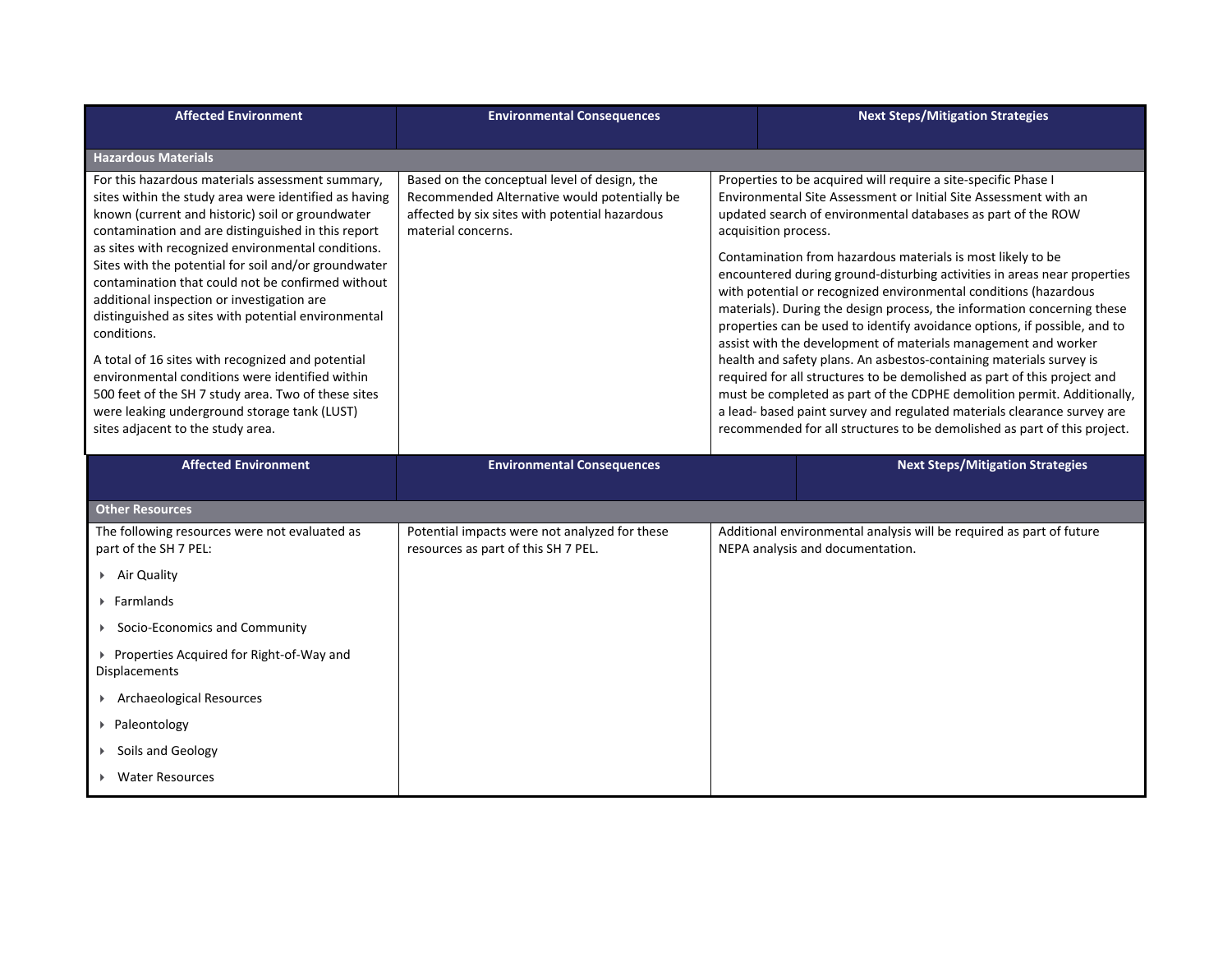| Affected Environment | Environmental Consequences | Next Steps/Mitigation Strategies |
|---|---|---|
| **Hazardous Materials** | | |
| For this hazardous materials assessment summary, sites within the study area were identified as having known (current and historic) soil or groundwater contamination and are distinguished in this report as sites with recognized environmental conditions. Sites with the potential for soil and/or groundwater contamination that could not be confirmed without additional inspection or investigation are distinguished as sites with potential environmental conditions.<br><br>A total of 16 sites with recognized and potential environmental conditions were identified within 500 feet of the SH 7 study area. Two of these sites were leaking underground storage tank (LUST) sites adjacent to the study area. | Based on the conceptual level of design, the Recommended Alternative would potentially be affected by six sites with potential hazardous material concerns. | Properties to be acquired will require a site-specific Phase I Environmental Site Assessment or Initial Site Assessment with an updated search of environmental databases as part of the ROW acquisition process.<br><br>Contamination from hazardous materials is most likely to be encountered during ground-disturbing activities in areas near properties with potential or recognized environmental conditions (hazardous materials). During the design process, the information concerning these properties can be used to identify avoidance options, if possible, and to assist with the development of materials management and worker health and safety plans. An asbestos-containing materials survey is required for all structures to be demolished as part of this project and must be completed as part of the CDPHE demolition permit. Additionally, a lead- based paint survey and regulated materials clearance survey are recommended for all structures to be demolished as part of this project. |

| Affected Environment | Environmental Consequences | Next Steps/Mitigation Strategies |
|---|---|---|
| **Other Resources** | | |
| The following resources were not evaluated as part of the SH 7 PEL:<br>▸ Air Quality<br>▸ Farmlands<br>▸ Socio-Economics and Community<br>▸ Properties Acquired for Right-of-Way and Displacements<br>▸ Archaeological Resources<br>▸ Paleontology<br>▸ Soils and Geology<br>▸ Water Resources | Potential impacts were not analyzed for these resources as part of this SH 7 PEL. | Additional environmental analysis will be required as part of future NEPA analysis and documentation. |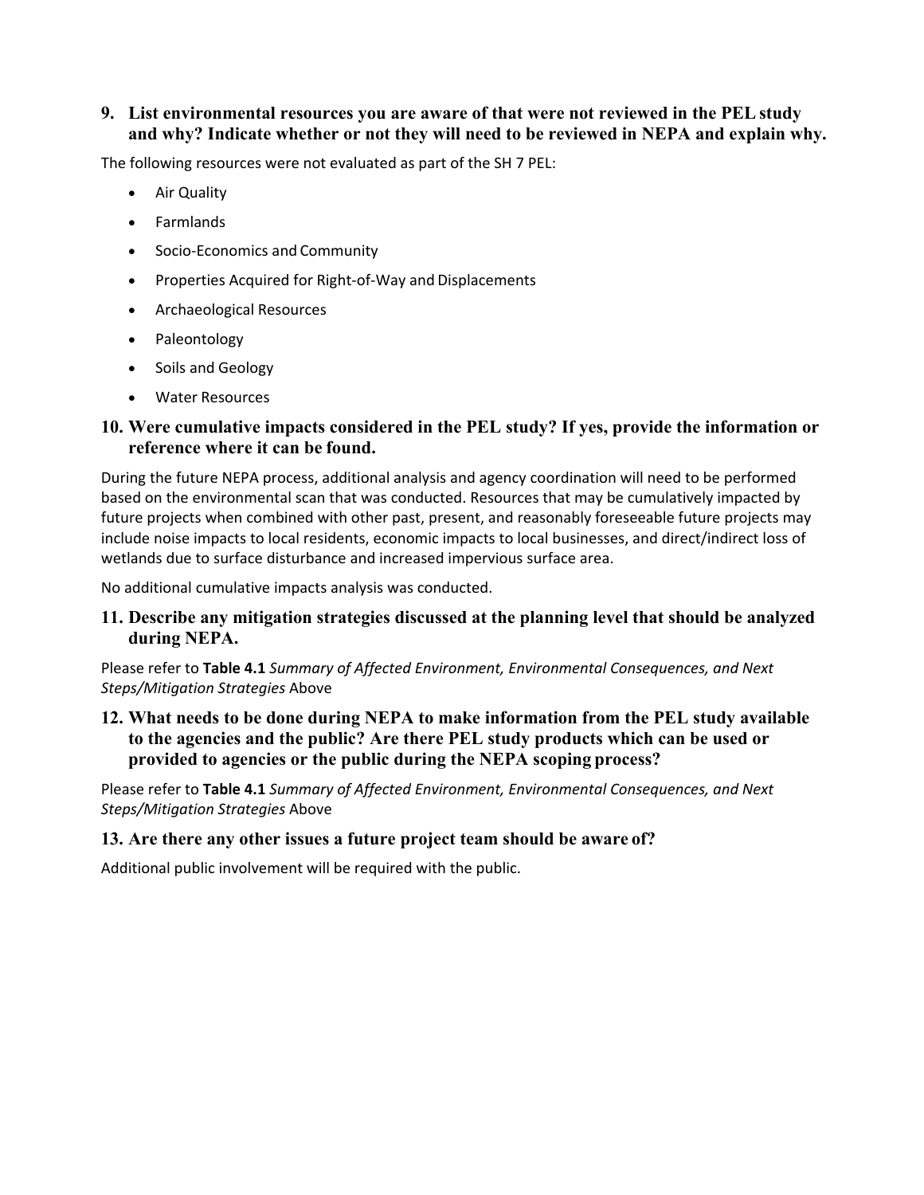**9. List environmental resources you are aware of that were not reviewed in the PEL study and why? Indicate whether or not they will need to be reviewed in NEPA and explain why.**

The following resources were not evaluated as part of the SH 7 PEL:

- Air Quality
- Farmlands
- Socio-Economics and Community
- Properties Acquired for Right-of-Way and Displacements
- Archaeological Resources
- Paleontology
- Soils and Geology
- Water Resources

**10. Were cumulative impacts considered in the PEL study? If yes, provide the information or reference where it can be found.**

During the future NEPA process, additional analysis and agency coordination will need to be performed based on the environmental scan that was conducted. Resources that may be cumulatively impacted by future projects when combined with other past, present, and reasonably foreseeable future projects may include noise impacts to local residents, economic impacts to local businesses, and direct/indirect loss of wetlands due to surface disturbance and increased impervious surface area.

No additional cumulative impacts analysis was conducted.

**11. Describe any mitigation strategies discussed at the planning level that should be analyzed during NEPA.**

Please refer to **Table 4.1** *Summary of Affected Environment, Environmental Consequences, and Next Steps/Mitigation Strategies* Above

**12. What needs to be done during NEPA to make information from the PEL study available to the agencies and the public? Are there PEL study products which can be used or provided to agencies or the public during the NEPA scoping process?**

Please refer to **Table 4.1** *Summary of Affected Environment, Environmental Consequences, and Next Steps/Mitigation Strategies* Above

**13. Are there any other issues a future project team should be aware of?**

Additional public involvement will be required with the public.